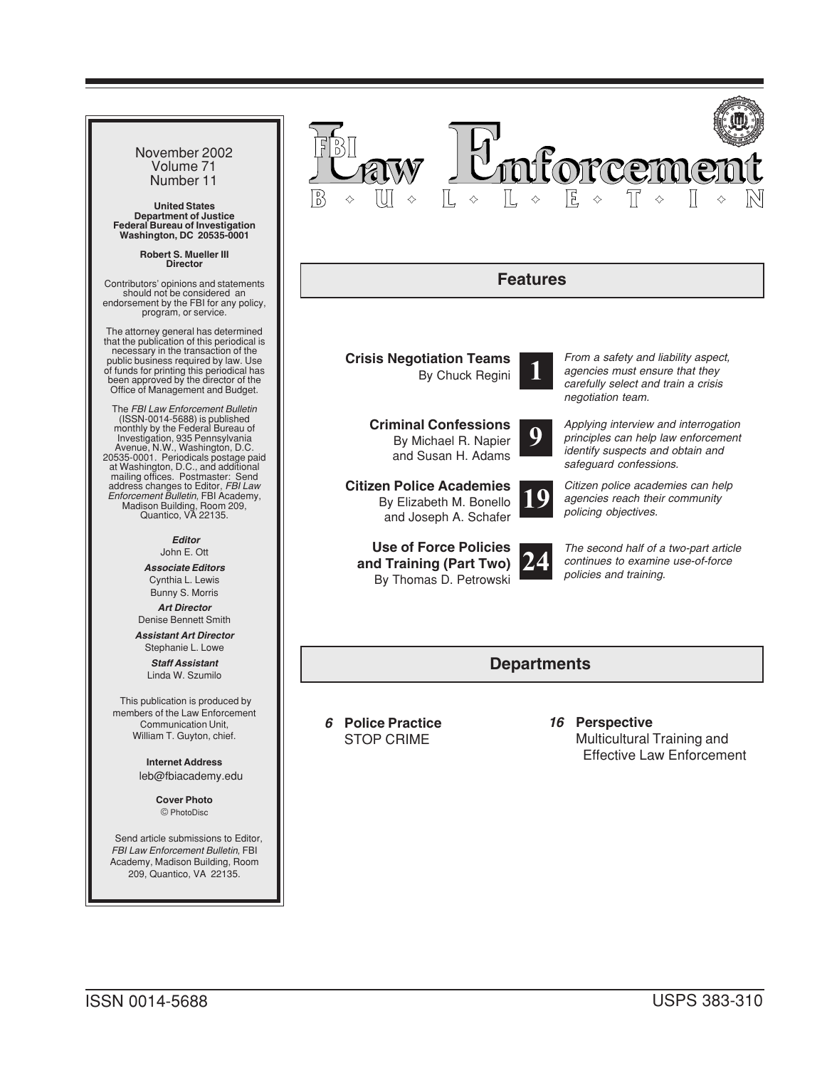# FBI Law Enforcement Bulletin

November 2002
Volume 71
Number 11

**United States Department of Justice**
**Federal Bureau of Investigation**
**Washington, DC 20535-0001**

**Robert S. Mueller III**
**Director**

Contributors' opinions and statements should not be considered an endorsement by the FBI for any policy, program, or service.

The attorney general has determined that the publication of this periodical is necessary in the transaction of the public business required by law. Use of funds for printing this periodical has been approved by the director of the Office of Management and Budget.

The *FBI Law Enforcement Bulletin* (ISSN-0014-5688) is published monthly by the Federal Bureau of Investigation, 935 Pennsylvania Avenue, N.W., Washington, D.C. 20535-0001. Periodicals postage paid at Washington, D.C., and additional mailing offices. Postmaster: Send address changes to Editor, *FBI Law Enforcement Bulletin*, FBI Academy, Madison Building, Room 209, Quantico, VA 22135.

***Editor***
John E. Ott

***Associate Editors***
Cynthia L. Lewis
Bunny S. Morris

***Art Director***
Denise Bennett Smith

***Assistant Art Director***
Stephanie L. Lowe

***Staff Assistant***
Linda W. Szumilo

This publication is produced by members of the Law Enforcement Communication Unit, William T. Guyton, chief.

**Internet Address**
leb@fbiacademy.edu

**Cover Photo**
© PhotoDisc

Send article submissions to Editor, *FBI Law Enforcement Bulletin*, FBI Academy, Madison Building, Room 209, Quantico, VA 22135.

## Features

**Crisis Negotiation Teams**
By Chuck Regini

**1** — *From a safety and liability aspect, agencies must ensure that they carefully select and train a crisis negotiation team.*

**Criminal Confessions**
By Michael R. Napier and Susan H. Adams

**9** — *Applying interview and interrogation principles can help law enforcement identify suspects and obtain and safeguard confessions.*

**Citizen Police Academies**
By Elizabeth M. Bonello and Joseph A. Schafer

**19** — *Citizen police academies can help agencies reach their community policing objectives.*

**Use of Force Policies and Training (Part Two)**
By Thomas D. Petrowski

**24** — *The second half of a two-part article continues to examine use-of-force policies and training.*

## Departments

***6*** **Police Practice**
STOP CRIME

***16*** **Perspective**
Multicultural Training and Effective Law Enforcement

ISSN 0014-5688 USPS 383-310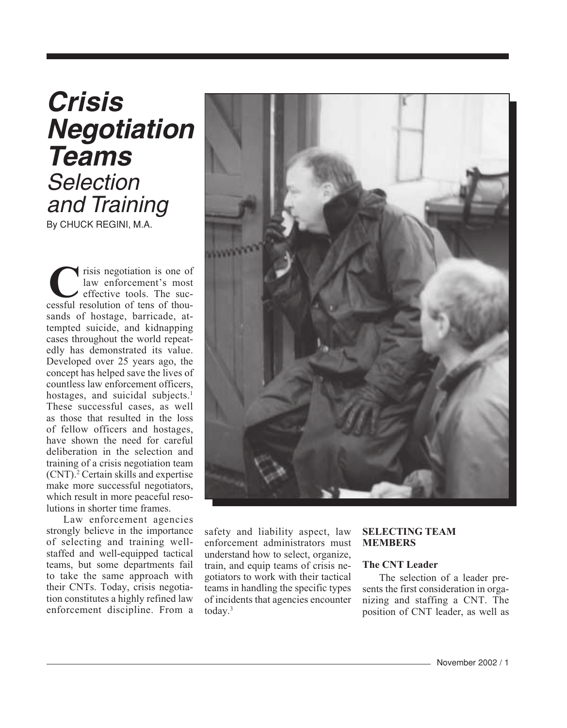# Crisis Negotiation Teams

## Selection and Training

By CHUCK REGINI, M.A.

Crisis negotiation is one of law enforcement's most effective tools. The successful resolution of tens of thousands of hostage, barricade, attempted suicide, and kidnapping cases throughout the world repeatedly has demonstrated its value. Developed over 25 years ago, the concept has helped save the lives of countless law enforcement officers, hostages, and suicidal subjects.[1] These successful cases, as well as those that resulted in the loss of fellow officers and hostages, have shown the need for careful deliberation in the selection and training of a crisis negotiation team (CNT).[2] Certain skills and expertise make more successful negotiators, which result in more peaceful resolutions in shorter time frames.

Law enforcement agencies strongly believe in the importance of selecting and training well-staffed and well-equipped tactical teams, but some departments fail to take the same approach with their CNTs. Today, crisis negotiation constitutes a highly refined law enforcement discipline. From a safety and liability aspect, law enforcement administrators must understand how to select, organize, train, and equip teams of crisis negotiators to work with their tactical teams in handling the specific types of incidents that agencies encounter today.[3]

### SELECTING TEAM MEMBERS

#### The CNT Leader

The selection of a leader presents the first consideration in organizing and staffing a CNT. The position of CNT leader, as well as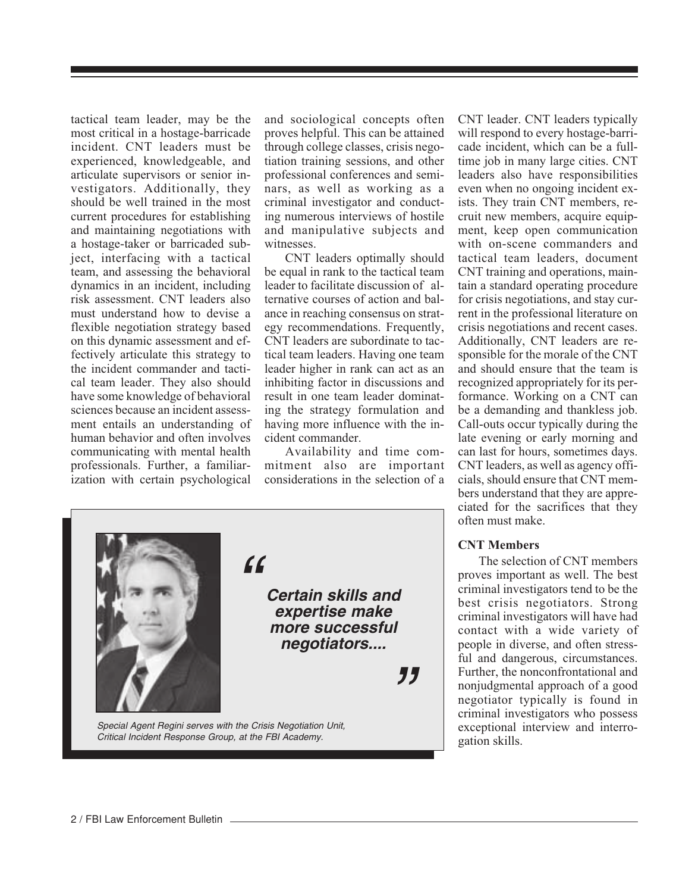tactical team leader, may be the most critical in a hostage-barricade incident. CNT leaders must be experienced, knowledgeable, and articulate supervisors or senior investigators. Additionally, they should be well trained in the most current procedures for establishing and maintaining negotiations with a hostage-taker or barricaded subject, interfacing with a tactical team, and assessing the behavioral dynamics in an incident, including risk assessment. CNT leaders also must understand how to devise a flexible negotiation strategy based on this dynamic assessment and effectively articulate this strategy to the incident commander and tactical team leader. They also should have some knowledge of behavioral sciences because an incident assessment entails an understanding of human behavior and often involves communicating with mental health professionals. Further, a familiarization with certain psychological and sociological concepts often proves helpful. This can be attained through college classes, crisis negotiation training sessions, and other professional conferences and seminars, as well as working as a criminal investigator and conducting numerous interviews of hostile and manipulative subjects and witnesses.

CNT leaders optimally should be equal in rank to the tactical team leader to facilitate discussion of alternative courses of action and balance in reaching consensus on strategy recommendations. Frequently, CNT leaders are subordinate to tactical team leaders. Having one team leader higher in rank can act as an inhibiting factor in discussions and result in one team leader dominating the strategy formulation and having more influence with the incident commander.

Availability and time commitment also are important considerations in the selection of a CNT leader. CNT leaders typically will respond to every hostage-barricade incident, which can be a full-time job in many large cities. CNT leaders also have responsibilities even when no ongoing incident exists. They train CNT members, recruit new members, acquire equipment, keep open communication with on-scene commanders and tactical team leaders, document CNT training and operations, maintain a standard operating procedure for crisis negotiations, and stay current in the professional literature on crisis negotiations and recent cases. Additionally, CNT leaders are responsible for the morale of the CNT and should ensure that the team is recognized appropriately for its performance. Working on a CNT can be a demanding and thankless job. Call-outs occur typically during the late evening or early morning and can last for hours, sometimes days. CNT leaders, as well as agency officials, should ensure that CNT members understand that they are appreciated for the sacrifices that they often must make.

> ***"Certain skills and expertise make more successful negotiators...."***

*Special Agent Regini serves with the Crisis Negotiation Unit, Critical Incident Response Group, at the FBI Academy.*

### CNT Members

The selection of CNT members proves important as well. The best criminal investigators tend to be the best crisis negotiators. Strong criminal investigators will have had contact with a wide variety of people in diverse, and often stressful and dangerous, circumstances. Further, the nonconfrontational and nonjudgmental approach of a good negotiator typically is found in criminal investigators who possess exceptional interview and interrogation skills.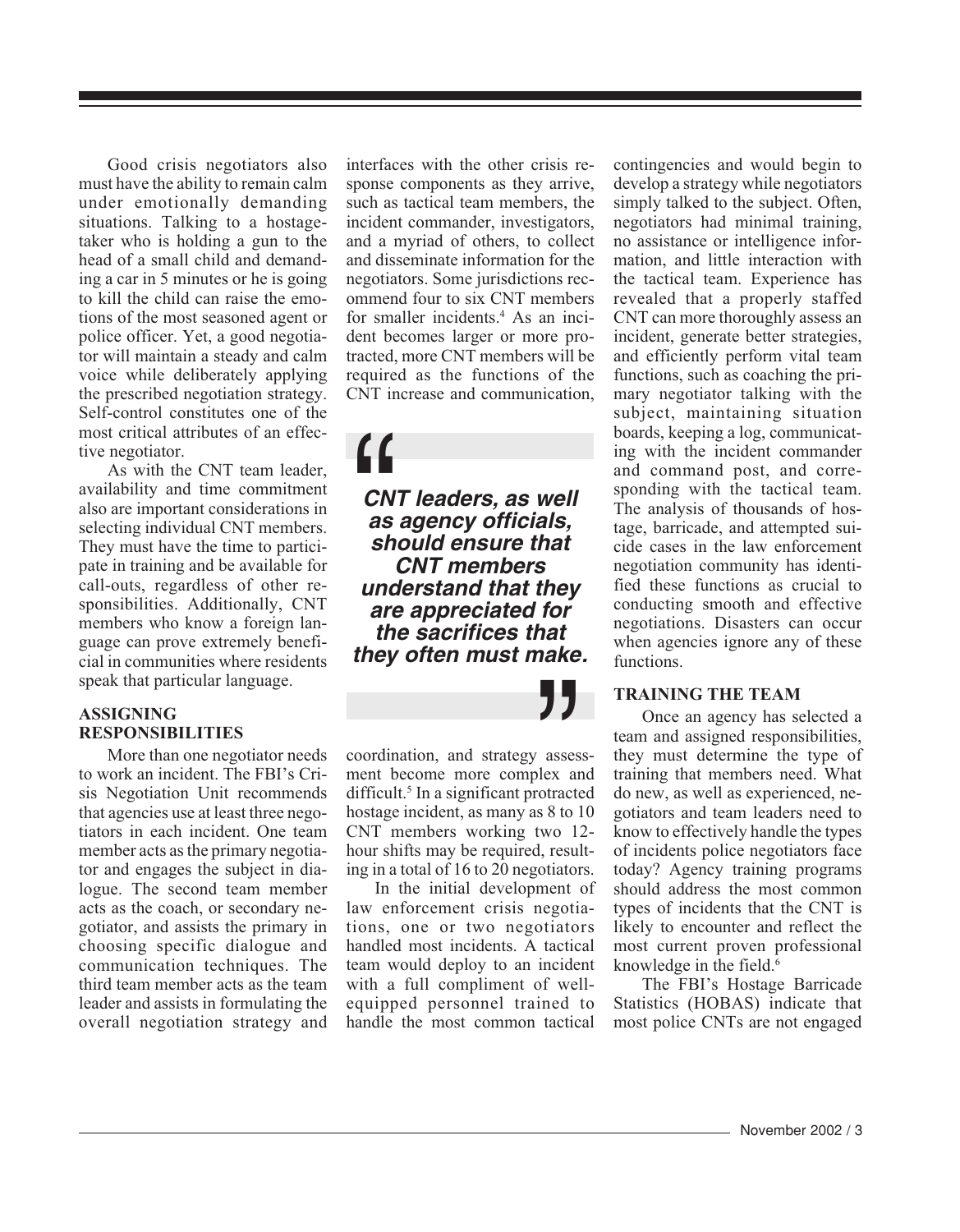Good crisis negotiators also must have the ability to remain calm under emotionally demanding situations. Talking to a hostage-taker who is holding a gun to the head of a small child and demanding a car in 5 minutes or he is going to kill the child can raise the emotions of the most seasoned agent or police officer. Yet, a good negotiator will maintain a steady and calm voice while deliberately applying the prescribed negotiation strategy. Self-control constitutes one of the most critical attributes of an effective negotiator.

As with the CNT team leader, availability and time commitment also are important considerations in selecting individual CNT members. They must have the time to participate in training and be available for call-outs, regardless of other responsibilities. Additionally, CNT members who know a foreign language can prove extremely beneficial in communities where residents speak that particular language.

## ASSIGNING RESPONSIBILITIES

More than one negotiator needs to work an incident. The FBI's Crisis Negotiation Unit recommends that agencies use at least three negotiators in each incident. One team member acts as the primary negotiator and engages the subject in dialogue. The second team member acts as the coach, or secondary negotiator, and assists the primary in choosing specific dialogue and communication techniques. The third team member acts as the team leader and assists in formulating the overall negotiation strategy and interfaces with the other crisis response components as they arrive, such as tactical team members, the incident commander, investigators, and a myriad of others, to collect and disseminate information for the negotiators. Some jurisdictions recommend four to six CNT members for smaller incidents.[4] As an incident becomes larger or more protracted, more CNT members will be required as the functions of the CNT increase and communication, coordination, and strategy assessment become more complex and difficult.[5] In a significant protracted hostage incident, as many as 8 to 10 CNT members working two 12-hour shifts may be required, resulting in a total of 16 to 20 negotiators.

> ***CNT leaders, as well as agency officials, should ensure that CNT members understand that they are appreciated for the sacrifices that they often must make.***

In the initial development of law enforcement crisis negotiations, one or two negotiators handled most incidents. A tactical team would deploy to an incident with a full compliment of well-equipped personnel trained to handle the most common tactical contingencies and would begin to develop a strategy while negotiators simply talked to the subject. Often, negotiators had minimal training, no assistance or intelligence information, and little interaction with the tactical team. Experience has revealed that a properly staffed CNT can more thoroughly assess an incident, generate better strategies, and efficiently perform vital team functions, such as coaching the primary negotiator talking with the subject, maintaining situation boards, keeping a log, communicating with the incident commander and command post, and corresponding with the tactical team. The analysis of thousands of hostage, barricade, and attempted suicide cases in the law enforcement negotiation community has identified these functions as crucial to conducting smooth and effective negotiations. Disasters can occur when agencies ignore any of these functions.

## TRAINING THE TEAM

Once an agency has selected a team and assigned responsibilities, they must determine the type of training that members need. What do new, as well as experienced, negotiators and team leaders need to know to effectively handle the types of incidents police negotiators face today? Agency training programs should address the most common types of incidents that the CNT is likely to encounter and reflect the most current proven professional knowledge in the field.[6]

The FBI's Hostage Barricade Statistics (HOBAS) indicate that most police CNTs are not engaged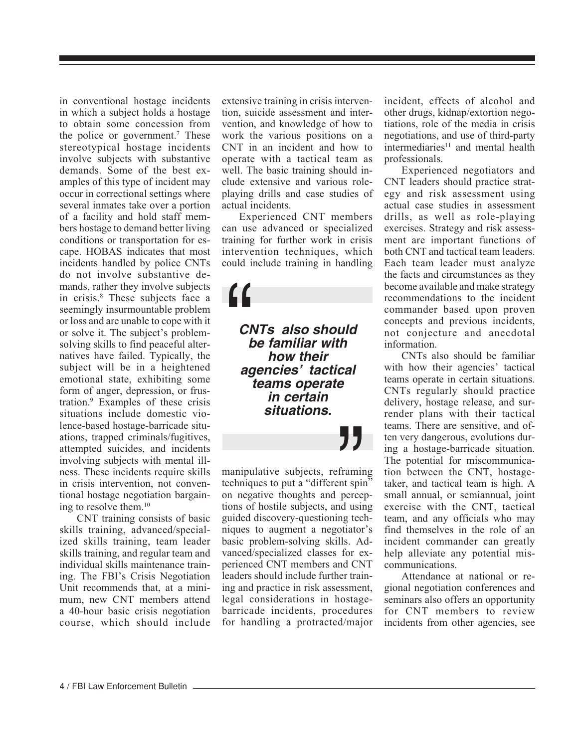in conventional hostage incidents in which a subject holds a hostage to obtain some concession from the police or government.[7] These stereotypical hostage incidents involve subjects with substantive demands. Some of the best examples of this type of incident may occur in correctional settings where several inmates take over a portion of a facility and hold staff members hostage to demand better living conditions or transportation for escape. HOBAS indicates that most incidents handled by police CNTs do not involve substantive demands, rather they involve subjects in crisis.[8] These subjects face a seemingly insurmountable problem or loss and are unable to cope with it or solve it. The subject's problem-solving skills to find peaceful alternatives have failed. Typically, the subject will be in a heightened emotional state, exhibiting some form of anger, depression, or frustration.[9] Examples of these crisis situations include domestic violence-based hostage-barricade situations, trapped criminals/fugitives, attempted suicides, and incidents involving subjects with mental illness. These incidents require skills in crisis intervention, not conventional hostage negotiation bargaining to resolve them.[10]

CNT training consists of basic skills training, advanced/specialized skills training, team leader skills training, and regular team and individual skills maintenance training. The FBI's Crisis Negotiation Unit recommends that, at a minimum, new CNT members attend a 40-hour basic crisis negotiation course, which should include extensive training in crisis intervention, suicide assessment and intervention, and knowledge of how to work the various positions on a CNT in an incident and how to operate with a tactical team as well. The basic training should include extensive and various role-playing drills and case studies of actual incidents.

Experienced CNT members can use advanced or specialized training for further work in crisis intervention techniques, which could include training in handling manipulative subjects, reframing techniques to put a "different spin" on negative thoughts and perceptions of hostile subjects, and using guided discovery-questioning techniques to augment a negotiator's basic problem-solving skills. Advanced/specialized classes for experienced CNT members and CNT leaders should include further training and practice in risk assessment, legal considerations in hostage-barricade incidents, procedures for handling a protracted/major incident, effects of alcohol and other drugs, kidnap/extortion negotiations, role of the media in crisis negotiations, and use of third-party intermediaries[11] and mental health professionals.

> ***"CNTs also should be familiar with how their agencies' tactical teams operate in certain situations."***

Experienced negotiators and CNT leaders should practice strategy and risk assessment using actual case studies in assessment drills, as well as role-playing exercises. Strategy and risk assessment are important functions of both CNT and tactical team leaders. Each team leader must analyze the facts and circumstances as they become available and make strategy recommendations to the incident commander based upon proven concepts and previous incidents, not conjecture and anecdotal information.

CNTs also should be familiar with how their agencies' tactical teams operate in certain situations. CNTs regularly should practice delivery, hostage release, and surrender plans with their tactical teams. There are sensitive, and often very dangerous, evolutions during a hostage-barricade situation. The potential for miscommunication between the CNT, hostage-taker, and tactical team is high. A small annual, or semiannual, joint exercise with the CNT, tactical team, and any officials who may find themselves in the role of an incident commander can greatly help alleviate any potential miscommunications.

Attendance at national or regional negotiation conferences and seminars also offers an opportunity for CNT members to review incidents from other agencies, see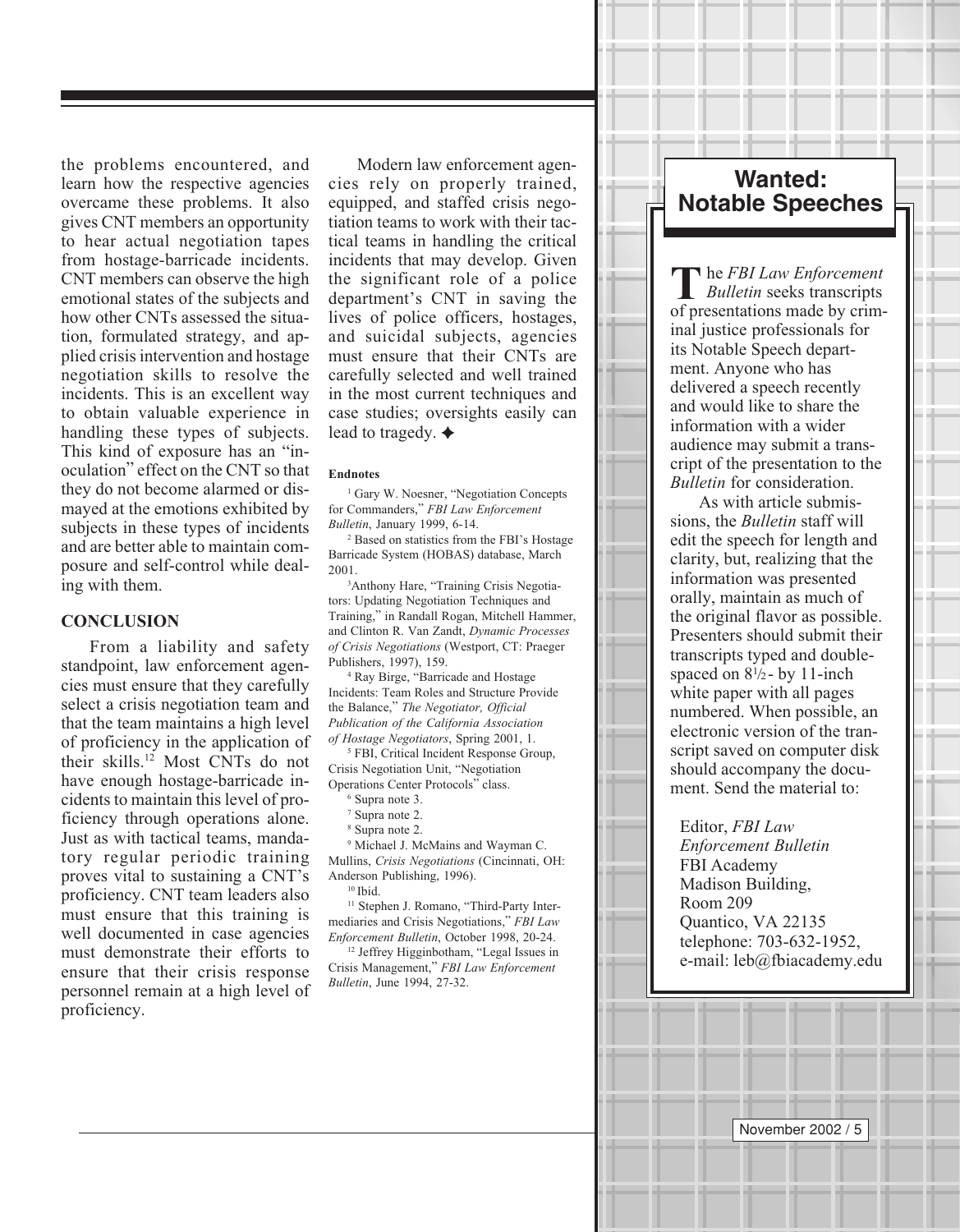the problems encountered, and learn how the respective agencies overcame these problems. It also gives CNT members an opportunity to hear actual negotiation tapes from hostage-barricade incidents. CNT members can observe the high emotional states of the subjects and how other CNTs assessed the situation, formulated strategy, and applied crisis intervention and hostage negotiation skills to resolve the incidents. This is an excellent way to obtain valuable experience in handling these types of subjects. This kind of exposure has an "inoculation" effect on the CNT so that they do not become alarmed or dismayed at the emotions exhibited by subjects in these types of incidents and are better able to maintain composure and self-control while dealing with them.

## CONCLUSION

From a liability and safety standpoint, law enforcement agencies must ensure that they carefully select a crisis negotiation team and that the team maintains a high level of proficiency in the application of their skills.[12] Most CNTs do not have enough hostage-barricade incidents to maintain this level of proficiency through operations alone. Just as with tactical teams, mandatory regular periodic training proves vital to sustaining a CNT's proficiency. CNT team leaders also must ensure that this training is well documented in case agencies must demonstrate their efforts to ensure that their crisis response personnel remain at a high level of proficiency.

Modern law enforcement agencies rely on properly trained, equipped, and staffed crisis negotiation teams to work with their tactical teams in handling the critical incidents that may develop. Given the significant role of a police department's CNT in saving the lives of police officers, hostages, and suicidal subjects, agencies must ensure that their CNTs are carefully selected and well trained in the most current techniques and case studies; oversights easily can lead to tragedy. ✦

### Endnotes

[1] Gary W. Noesner, "Negotiation Concepts for Commanders," *FBI Law Enforcement Bulletin*, January 1999, 6-14.

[2] Based on statistics from the FBI's Hostage Barricade System (HOBAS) database, March 2001.

[3] Anthony Hare, "Training Crisis Negotiators: Updating Negotiation Techniques and Training," in Randall Rogan, Mitchell Hammer, and Clinton R. Van Zandt, *Dynamic Processes of Crisis Negotiations* (Westport, CT: Praeger Publishers, 1997), 159.

[4] Ray Birge, "Barricade and Hostage Incidents: Team Roles and Structure Provide the Balance," *The Negotiator, Official Publication of the California Association of Hostage Negotiators*, Spring 2001, 1.

[5] FBI, Critical Incident Response Group, Crisis Negotiation Unit, "Negotiation Operations Center Protocols" class.

[6] Supra note 3.

[7] Supra note 2.

[8] Supra note 2.

[9] Michael J. McMains and Wayman C. Mullins, *Crisis Negotiations* (Cincinnati, OH: Anderson Publishing, 1996).

[10] Ibid.

[11] Stephen J. Romano, "Third-Party Intermediaries and Crisis Negotiations," *FBI Law Enforcement Bulletin*, October 1998, 20-24.

[12] Jeffrey Higginbotham, "Legal Issues in Crisis Management," *FBI Law Enforcement Bulletin*, June 1994, 27-32.

## Wanted: Notable Speeches

The *FBI Law Enforcement Bulletin* seeks transcripts of presentations made by criminal justice professionals for its Notable Speech department. Anyone who has delivered a speech recently and would like to share the information with a wider audience may submit a transcript of the presentation to the *Bulletin* for consideration.

As with article submissions, the *Bulletin* staff will edit the speech for length and clarity, but, realizing that the information was presented orally, maintain as much of the original flavor as possible. Presenters should submit their transcripts typed and double-spaced on 8½- by 11-inch white paper with all pages numbered. When possible, an electronic version of the transcript saved on computer disk should accompany the document. Send the material to:

Editor, *FBI Law Enforcement Bulletin*
FBI Academy
Madison Building,
Room 209
Quantico, VA 22135
telephone: 703-632-1952,
e-mail: leb@fbiacademy.edu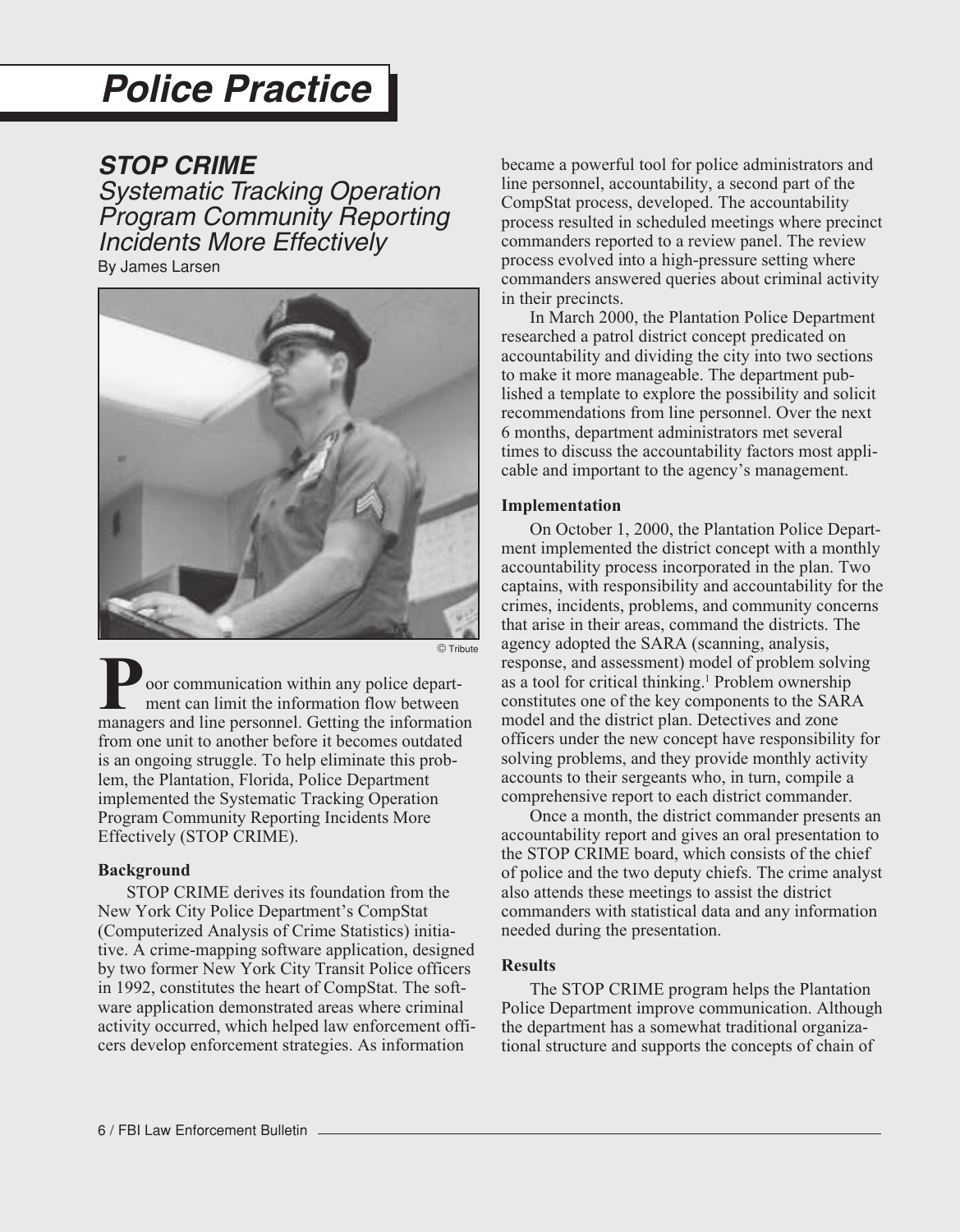# Police Practice

## STOP CRIME

### *Systematic Tracking Operation Program Community Reporting Incidents More Effectively*

By James Larsen

© Tribute

Poor communication within any police department can limit the information flow between managers and line personnel. Getting the information from one unit to another before it becomes outdated is an ongoing struggle. To help eliminate this problem, the Plantation, Florida, Police Department implemented the Systematic Tracking Operation Program Community Reporting Incidents More Effectively (STOP CRIME).

### Background

STOP CRIME derives its foundation from the New York City Police Department's CompStat (Computerized Analysis of Crime Statistics) initiative. A crime-mapping software application, designed by two former New York City Transit Police officers in 1992, constitutes the heart of CompStat. The software application demonstrated areas where criminal activity occurred, which helped law enforcement officers develop enforcement strategies. As information became a powerful tool for police administrators and line personnel, accountability, a second part of the CompStat process, developed. The accountability process resulted in scheduled meetings where precinct commanders reported to a review panel. The review process evolved into a high-pressure setting where commanders answered queries about criminal activity in their precincts.

In March 2000, the Plantation Police Department researched a patrol district concept predicated on accountability and dividing the city into two sections to make it more manageable. The department published a template to explore the possibility and solicit recommendations from line personnel. Over the next 6 months, department administrators met several times to discuss the accountability factors most applicable and important to the agency's management.

### Implementation

On October 1, 2000, the Plantation Police Department implemented the district concept with a monthly accountability process incorporated in the plan. Two captains, with responsibility and accountability for the crimes, incidents, problems, and community concerns that arise in their areas, command the districts. The agency adopted the SARA (scanning, analysis, response, and assessment) model of problem solving as a tool for critical thinking.[1] Problem ownership constitutes one of the key components to the SARA model and the district plan. Detectives and zone officers under the new concept have responsibility for solving problems, and they provide monthly activity accounts to their sergeants who, in turn, compile a comprehensive report to each district commander.

Once a month, the district commander presents an accountability report and gives an oral presentation to the STOP CRIME board, which consists of the chief of police and the two deputy chiefs. The crime analyst also attends these meetings to assist the district commanders with statistical data and any information needed during the presentation.

### Results

The STOP CRIME program helps the Plantation Police Department improve communication. Although the department has a somewhat traditional organizational structure and supports the concepts of chain of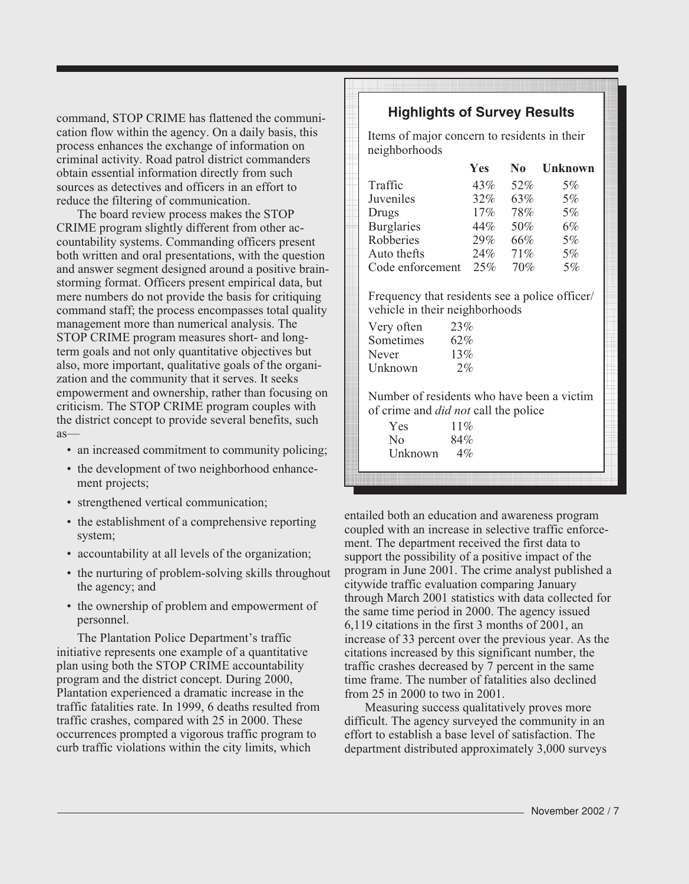command, STOP CRIME has flattened the communication flow within the agency. On a daily basis, this process enhances the exchange of information on criminal activity. Road patrol district commanders obtain essential information directly from such sources as detectives and officers in an effort to reduce the filtering of communication.

The board review process makes the STOP CRIME program slightly different from other accountability systems. Commanding officers present both written and oral presentations, with the question and answer segment designed around a positive brainstorming format. Officers present empirical data, but mere numbers do not provide the basis for critiquing command staff; the process encompasses total quality management more than numerical analysis. The STOP CRIME program measures short- and long-term goals and not only quantitative objectives but also, more important, qualitative goals of the organization and the community that it serves. It seeks empowerment and ownership, rather than focusing on criticism. The STOP CRIME program couples with the district concept to provide several benefits, such as—

- an increased commitment to community policing;
- the development of two neighborhood enhancement projects;
- strengthened vertical communication;
- the establishment of a comprehensive reporting system;
- accountability at all levels of the organization;
- the nurturing of problem-solving skills throughout the agency; and
- the ownership of problem and empowerment of personnel.

The Plantation Police Department's traffic initiative represents one example of a quantitative plan using both the STOP CRIME accountability program and the district concept. During 2000, Plantation experienced a dramatic increase in the traffic fatalities rate. In 1999, 6 deaths resulted from traffic crashes, compared with 25 in 2000. These occurrences prompted a vigorous traffic program to curb traffic violations within the city limits, which entailed both an education and awareness program coupled with an increase in selective traffic enforcement. The department received the first data to support the possibility of a positive impact of the program in June 2001. The crime analyst published a citywide traffic evaluation comparing January through March 2001 statistics with data collected for the same time period in 2000. The agency issued 6,119 citations in the first 3 months of 2001, an increase of 33 percent over the previous year. As the citations increased by this significant number, the traffic crashes decreased by 7 percent in the same time frame. The number of fatalities also declined from 25 in 2000 to two in 2001.

Measuring success qualitatively proves more difficult. The agency surveyed the community in an effort to establish a base level of satisfaction. The department distributed approximately 3,000 surveys

### Highlights of Survey Results

Items of major concern to residents in their neighborhoods

| | Yes | No | Unknown |
|---|---|---|---|
| Traffic | 43% | 52% | 5% |
| Juveniles | 32% | 63% | 5% |
| Drugs | 17% | 78% | 5% |
| Burglaries | 44% | 50% | 6% |
| Robberies | 29% | 66% | 5% |
| Auto thefts | 24% | 71% | 5% |
| Code enforcement | 25% | 70% | 5% |

Frequency that residents see a police officer/vehicle in their neighborhoods

| | |
|---|---|
| Very often | 23% |
| Sometimes | 62% |
| Never | 13% |
| Unknown | 2% |

Number of residents who have been a victim of crime and *did not* call the police

| | |
|---|---|
| Yes | 11% |
| No | 84% |
| Unknown | 4% |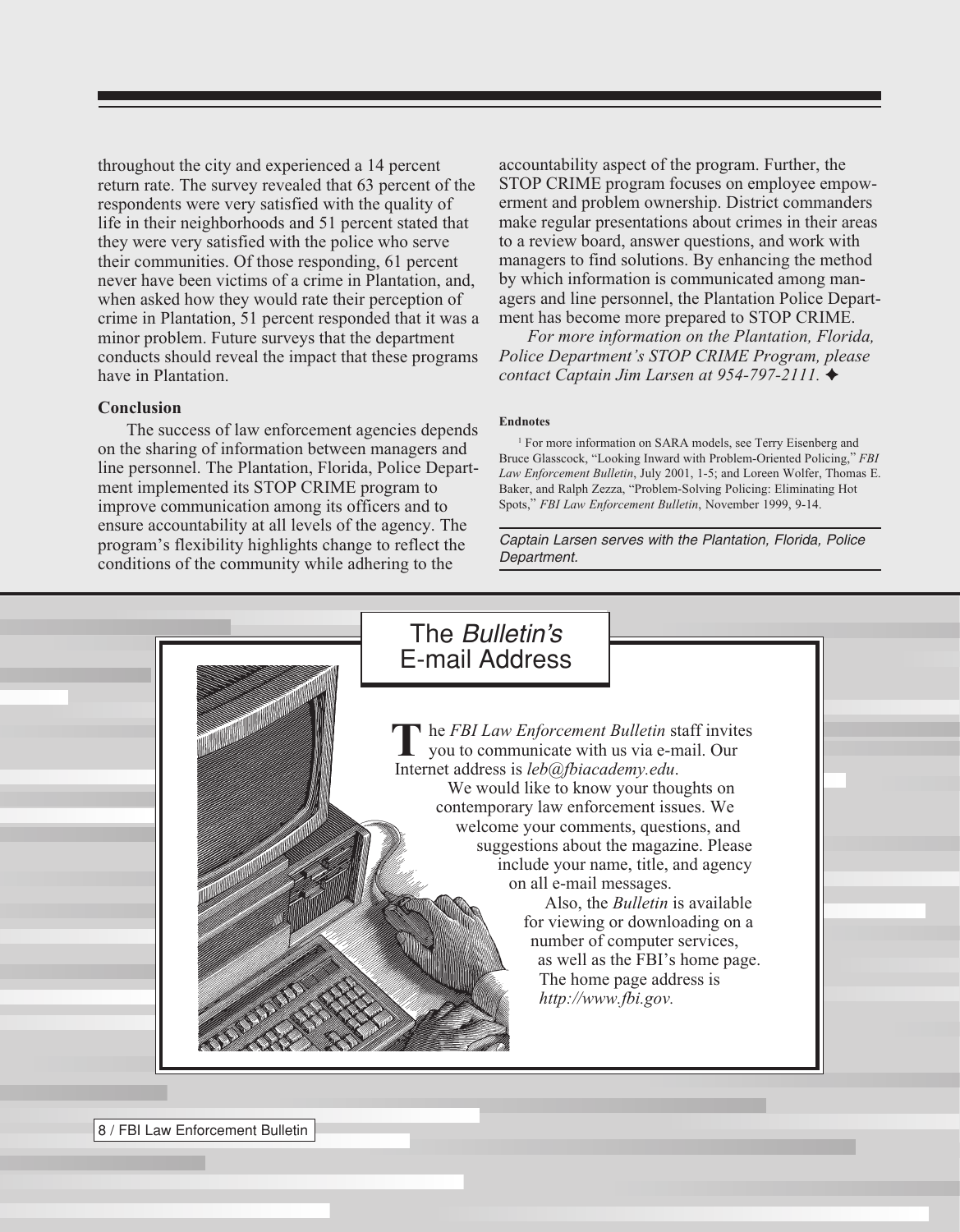throughout the city and experienced a 14 percent return rate. The survey revealed that 63 percent of the respondents were very satisfied with the quality of life in their neighborhoods and 51 percent stated that they were very satisfied with the police who serve their communities. Of those responding, 61 percent never have been victims of a crime in Plantation, and, when asked how they would rate their perception of crime in Plantation, 51 percent responded that it was a minor problem. Future surveys that the department conducts should reveal the impact that these programs have in Plantation.

### Conclusion

The success of law enforcement agencies depends on the sharing of information between managers and line personnel. The Plantation, Florida, Police Department implemented its STOP CRIME program to improve communication among its officers and to ensure accountability at all levels of the agency. The program's flexibility highlights change to reflect the conditions of the community while adhering to the accountability aspect of the program. Further, the STOP CRIME program focuses on employee empowerment and problem ownership. District commanders make regular presentations about crimes in their areas to a review board, answer questions, and work with managers to find solutions. By enhancing the method by which information is communicated among managers and line personnel, the Plantation Police Department has become more prepared to STOP CRIME.

*For more information on the Plantation, Florida, Police Department's STOP CRIME Program, please contact Captain Jim Larsen at 954-797-2111.* ✦

#### Endnotes

[1] For more information on SARA models, see Terry Eisenberg and Bruce Glasscock, "Looking Inward with Problem-Oriented Policing," *FBI Law Enforcement Bulletin*, July 2001, 1-5; and Loreen Wolfer, Thomas E. Baker, and Ralph Zezza, "Problem-Solving Policing: Eliminating Hot Spots," *FBI Law Enforcement Bulletin*, November 1999, 9-14.

*Captain Larsen serves with the Plantation, Florida, Police Department.*

## The *Bulletin's* E-mail Address

The *FBI Law Enforcement Bulletin* staff invites you to communicate with us via e-mail. Our Internet address is *leb@fbiacademy.edu*.

We would like to know your thoughts on contemporary law enforcement issues. We welcome your comments, questions, and suggestions about the magazine. Please include your name, title, and agency on all e-mail messages.

Also, the *Bulletin* is available for viewing or downloading on a number of computer services, as well as the FBI's home page. The home page address is *http://www.fbi.gov.*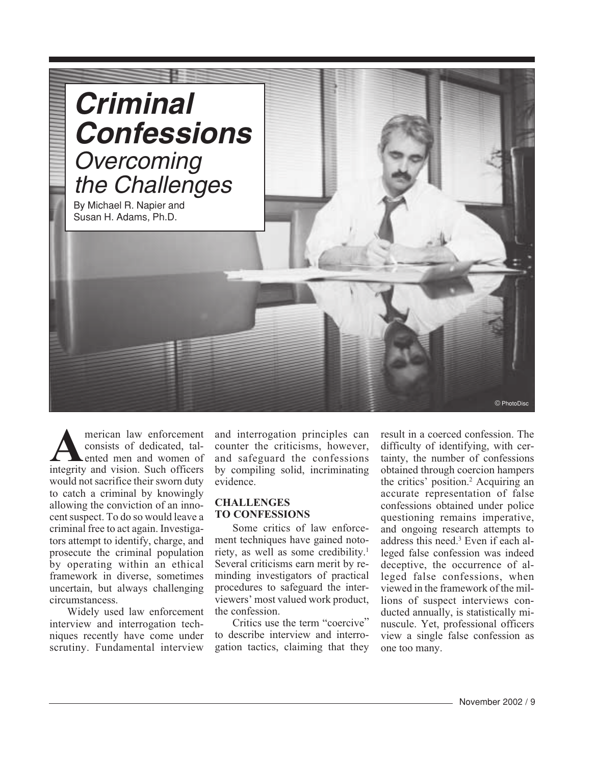# Criminal Confessions

## *Overcoming the Challenges*

By Michael R. Napier and Susan H. Adams, Ph.D.

© PhotoDisc

American law enforcement consists of dedicated, talented men and women of integrity and vision. Such officers would not sacrifice their sworn duty to catch a criminal by knowingly allowing the conviction of an innocent suspect. To do so would leave a criminal free to act again. Investigators attempt to identify, charge, and prosecute the criminal population by operating within an ethical framework in diverse, sometimes uncertain, but always challenging circumstancess.

Widely used law enforcement interview and interrogation techniques recently have come under scrutiny. Fundamental interview and interrogation principles can counter the criticisms, however, and safeguard the confessions by compiling solid, incriminating evidence.

### CHALLENGES TO CONFESSIONS

Some critics of law enforcement techniques have gained notoriety, as well as some credibility.[1] Several criticisms earn merit by reminding investigators of practical procedures to safeguard the interviewers' most valued work product, the confession.

Critics use the term "coercive" to describe interview and interrogation tactics, claiming that they result in a coerced confession. The difficulty of identifying, with certainty, the number of confessions obtained through coercion hampers the critics' position.[2] Acquiring an accurate representation of false confessions obtained under police questioning remains imperative, and ongoing research attempts to address this need.[3] Even if each alleged false confession was indeed deceptive, the occurrence of alleged false confessions, when viewed in the framework of the millions of suspect interviews conducted annually, is statistically minuscule. Yet, professional officers view a single false confession as one too many.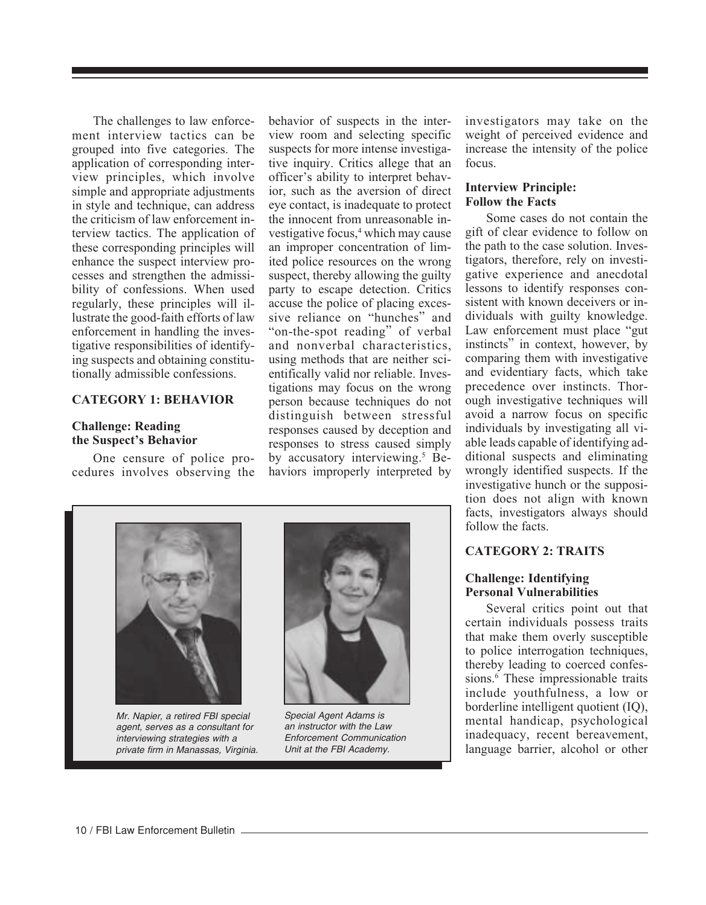The challenges to law enforcement interview tactics can be grouped into five categories. The application of corresponding interview principles, which involve simple and appropriate adjustments in style and technique, can address the criticism of law enforcement interview tactics. The application of these corresponding principles will enhance the suspect interview processes and strengthen the admissibility of confessions. When used regularly, these principles will illustrate the good-faith efforts of law enforcement in handling the investigative responsibilities of identifying suspects and obtaining constitutionally admissible confessions.

## CATEGORY 1: BEHAVIOR

### Challenge: Reading the Suspect's Behavior

One censure of police procedures involves observing the behavior of suspects in the interview room and selecting specific suspects for more intense investigative inquiry. Critics allege that an officer's ability to interpret behavior, such as the aversion of direct eye contact, is inadequate to protect the innocent from unreasonable investigative focus,[4] which may cause an improper concentration of limited police resources on the wrong suspect, thereby allowing the guilty party to escape detection. Critics accuse the police of placing excessive reliance on "hunches" and "on-the-spot reading" of verbal and nonverbal characteristics, using methods that are neither scientifically valid nor reliable. Investigations may focus on the wrong person because techniques do not distinguish between stressful responses caused by deception and responses to stress caused simply by accusatory interviewing.[5] Behaviors improperly interpreted by investigators may take on the weight of perceived evidence and increase the intensity of the police focus.

### Interview Principle: Follow the Facts

Some cases do not contain the gift of clear evidence to follow on the path to the case solution. Investigators, therefore, rely on investigative experience and anecdotal lessons to identify responses consistent with known deceivers or individuals with guilty knowledge. Law enforcement must place "gut instincts" in context, however, by comparing them with investigative and evidentiary facts, which take precedence over instincts. Thorough investigative techniques will avoid a narrow focus on specific individuals by investigating all viable leads capable of identifying additional suspects and eliminating wrongly identified suspects. If the investigative hunch or the supposition does not align with known facts, investigators always should follow the facts.

## CATEGORY 2: TRAITS

### Challenge: Identifying Personal Vulnerabilities

Several critics point out that certain individuals possess traits that make them overly susceptible to police interrogation techniques, thereby leading to coerced confessions.[6] These impressionable traits include youthfulness, a low or borderline intelligent quotient (IQ), mental handicap, psychological inadequacy, recent bereavement, language barrier, alcohol or other

*Mr. Napier, a retired FBI special agent, serves as a consultant for interviewing strategies with a private firm in Manassas, Virginia.*

*Special Agent Adams is an instructor with the Law Enforcement Communication Unit at the FBI Academy.*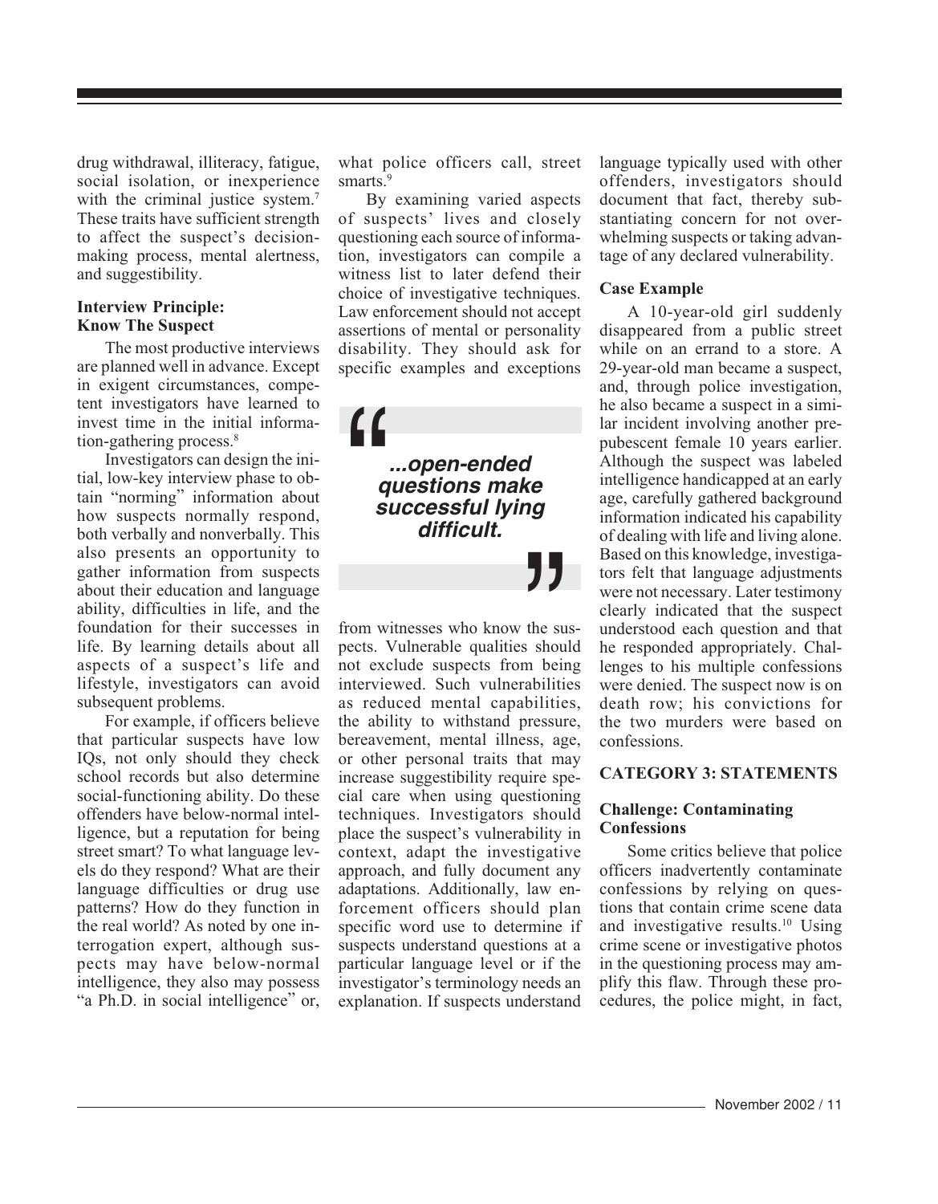drug withdrawal, illiteracy, fatigue, social isolation, or inexperience with the criminal justice system.[7] These traits have sufficient strength to affect the suspect's decision-making process, mental alertness, and suggestibility.

**Interview Principle: Know The Suspect**

The most productive interviews are planned well in advance. Except in exigent circumstances, competent investigators have learned to invest time in the initial information-gathering process.[8]

Investigators can design the initial, low-key interview phase to obtain "norming" information about how suspects normally respond, both verbally and nonverbally. This also presents an opportunity to gather information from suspects about their education and language ability, difficulties in life, and the foundation for their successes in life. By learning details about all aspects of a suspect's life and lifestyle, investigators can avoid subsequent problems.

For example, if officers believe that particular suspects have low IQs, not only should they check school records but also determine social-functioning ability. Do these offenders have below-normal intelligence, but a reputation for being street smart? To what language levels do they respond? What are their language difficulties or drug use patterns? How do they function in the real world? As noted by one interrogation expert, although suspects may have below-normal intelligence, they also may possess "a Ph.D. in social intelligence" or, what police officers call, street smarts.[9]

By examining varied aspects of suspects' lives and closely questioning each source of information, investigators can compile a witness list to later defend their choice of investigative techniques. Law enforcement should not accept assertions of mental or personality disability. They should ask for specific examples and exceptions from witnesses who know the suspects. Vulnerable qualities should not exclude suspects from being interviewed. Such vulnerabilities as reduced mental capabilities, the ability to withstand pressure, bereavement, mental illness, age, or other personal traits that may increase suggestibility require special care when using questioning techniques. Investigators should place the suspect's vulnerability in context, adapt the investigative approach, and fully document any adaptations. Additionally, law enforcement officers should plan specific word use to determine if suspects understand questions at a particular language level or if the investigator's terminology needs an explanation. If suspects understand language typically used with other offenders, investigators should document that fact, thereby substantiating concern for not overwhelming suspects or taking advantage of any declared vulnerability.

> ***...open-ended questions make successful lying difficult.***

**Case Example**

A 10-year-old girl suddenly disappeared from a public street while on an errand to a store. A 29-year-old man became a suspect, and, through police investigation, he also became a suspect in a similar incident involving another prepubescent female 10 years earlier. Although the suspect was labeled intelligence handicapped at an early age, carefully gathered background information indicated his capability of dealing with life and living alone. Based on this knowledge, investigators felt that language adjustments were not necessary. Later testimony clearly indicated that the suspect understood each question and that he responded appropriately. Challenges to his multiple confessions were denied. The suspect now is on death row; his convictions for the two murders were based on confessions.

## CATEGORY 3: STATEMENTS

**Challenge: Contaminating Confessions**

Some critics believe that police officers inadvertently contaminate confessions by relying on questions that contain crime scene data and investigative results.[10] Using crime scene or investigative photos in the questioning process may amplify this flaw. Through these procedures, the police might, in fact,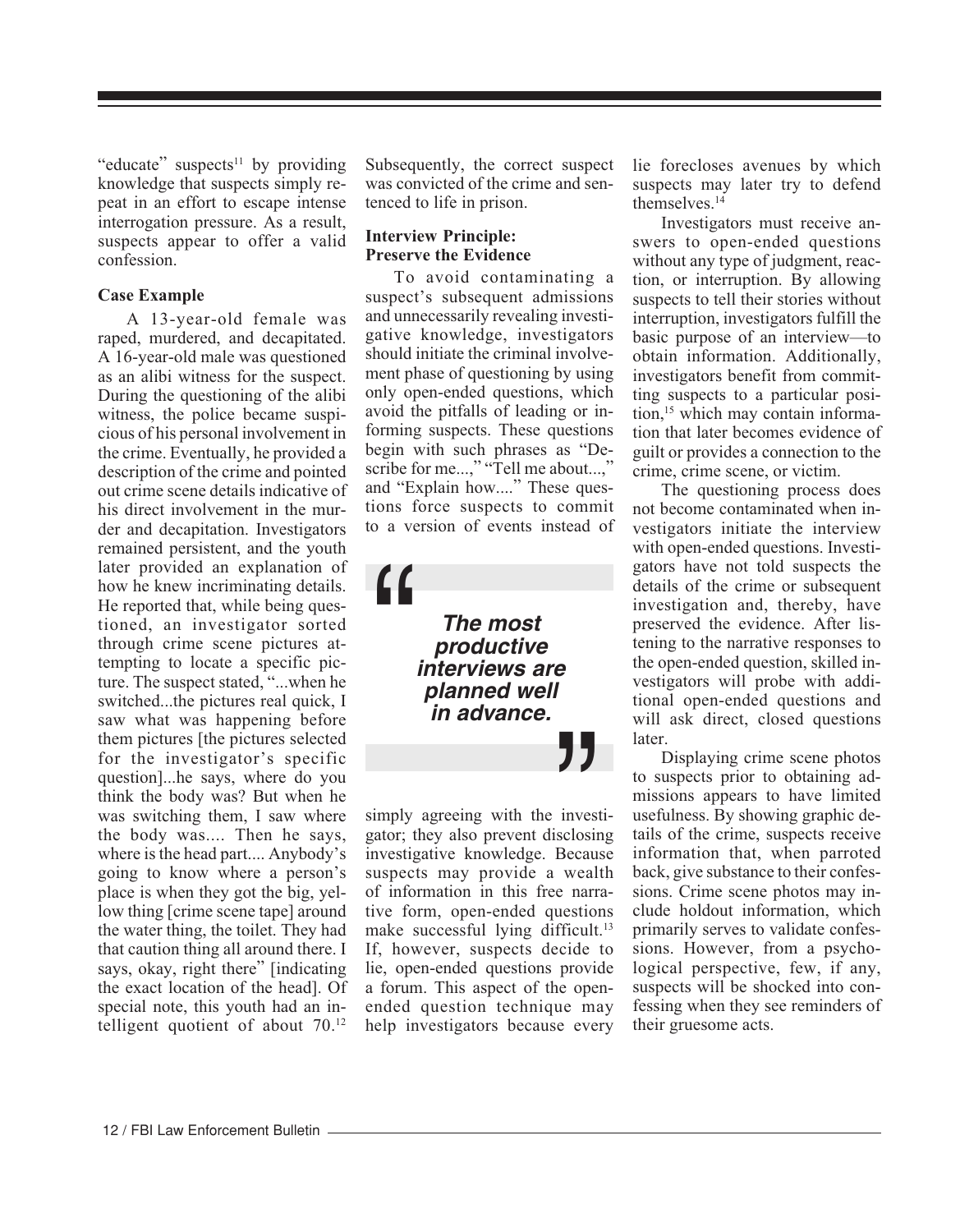"educate" suspects[11] by providing knowledge that suspects simply repeat in an effort to escape intense interrogation pressure. As a result, suspects appear to offer a valid confession.

### Case Example

A 13-year-old female was raped, murdered, and decapitated. A 16-year-old male was questioned as an alibi witness for the suspect. During the questioning of the alibi witness, the police became suspicious of his personal involvement in the crime. Eventually, he provided a description of the crime and pointed out crime scene details indicative of his direct involvement in the murder and decapitation. Investigators remained persistent, and the youth later provided an explanation of how he knew incriminating details. He reported that, while being questioned, an investigator sorted through crime scene pictures attempting to locate a specific picture. The suspect stated, "...when he switched...the pictures real quick, I saw what was happening before them pictures [the pictures selected for the investigator's specific question]...he says, where do you think the body was? But when he was switching them, I saw where the body was.... Then he says, where is the head part.... Anybody's going to know where a person's place is when they got the big, yellow thing [crime scene tape] around the water thing, the toilet. They had that caution thing all around there. I says, okay, right there" [indicating the exact location of the head]. Of special note, this youth had an intelligent quotient of about 70.[12] Subsequently, the correct suspect was convicted of the crime and sentenced to life in prison.

### Interview Principle: Preserve the Evidence

To avoid contaminating a suspect's subsequent admissions and unnecessarily revealing investigative knowledge, investigators should initiate the criminal involvement phase of questioning by using only open-ended questions, which avoid the pitfalls of leading or informing suspects. These questions begin with such phrases as "Describe for me...," "Tell me about...," and "Explain how...." These questions force suspects to commit to a version of events instead of simply agreeing with the investigator; they also prevent disclosing investigative knowledge. Because suspects may provide a wealth of information in this free narrative form, open-ended questions make successful lying difficult.[13] If, however, suspects decide to lie, open-ended questions provide a forum. This aspect of the open-ended question technique may help investigators because every lie forecloses avenues by which suspects may later try to defend themselves.[14]

> ***The most productive interviews are planned well in advance.***

Investigators must receive answers to open-ended questions without any type of judgment, reaction, or interruption. By allowing suspects to tell their stories without interruption, investigators fulfill the basic purpose of an interview—to obtain information. Additionally, investigators benefit from committing suspects to a particular position,[15] which may contain information that later becomes evidence of guilt or provides a connection to the crime, crime scene, or victim.

The questioning process does not become contaminated when investigators initiate the interview with open-ended questions. Investigators have not told suspects the details of the crime or subsequent investigation and, thereby, have preserved the evidence. After listening to the narrative responses to the open-ended question, skilled investigators will probe with additional open-ended questions and will ask direct, closed questions later.

Displaying crime scene photos to suspects prior to obtaining admissions appears to have limited usefulness. By showing graphic details of the crime, suspects receive information that, when parroted back, give substance to their confessions. Crime scene photos may include holdout information, which primarily serves to validate confessions. However, from a psychological perspective, few, if any, suspects will be shocked into confessing when they see reminders of their gruesome acts.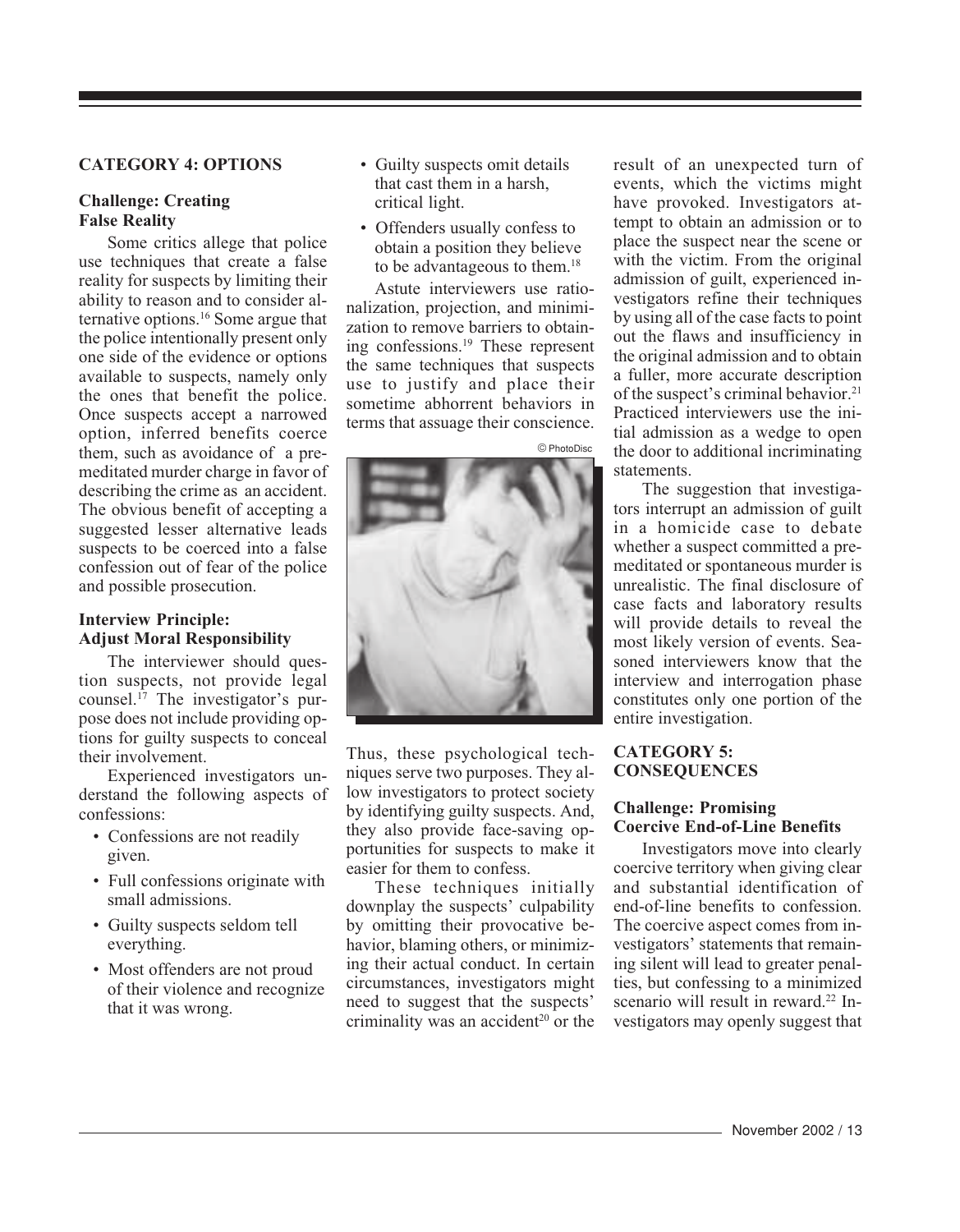## CATEGORY 4: OPTIONS

### Challenge: Creating False Reality

Some critics allege that police use techniques that create a false reality for suspects by limiting their ability to reason and to consider alternative options.[16] Some argue that the police intentionally present only one side of the evidence or options available to suspects, namely only the ones that benefit the police. Once suspects accept a narrowed option, inferred benefits coerce them, such as avoidance of a premeditated murder charge in favor of describing the crime as an accident. The obvious benefit of accepting a suggested lesser alternative leads suspects to be coerced into a false confession out of fear of the police and possible prosecution.

### Interview Principle: Adjust Moral Responsibility

The interviewer should question suspects, not provide legal counsel.[17] The investigator's purpose does not include providing options for guilty suspects to conceal their involvement.

Experienced investigators understand the following aspects of confessions:

- Confessions are not readily given.
- Full confessions originate with small admissions.
- Guilty suspects seldom tell everything.
- Most offenders are not proud of their violence and recognize that it was wrong.
- Guilty suspects omit details that cast them in a harsh, critical light.
- Offenders usually confess to obtain a position they believe to be advantageous to them.[18]

Astute interviewers use rationalization, projection, and minimization to remove barriers to obtaining confessions.[19] These represent the same techniques that suspects use to justify and place their sometime abhorrent behaviors in terms that assuage their conscience. Thus, these psychological techniques serve two purposes. They allow investigators to protect society by identifying guilty suspects. And, they also provide face-saving opportunities for suspects to make it easier for them to confess.

These techniques initially downplay the suspects' culpability by omitting their provocative behavior, blaming others, or minimizing their actual conduct. In certain circumstances, investigators might need to suggest that the suspects' criminality was an accident[20] or the result of an unexpected turn of events, which the victims might have provoked. Investigators attempt to obtain an admission or to place the suspect near the scene or with the victim. From the original admission of guilt, experienced investigators refine their techniques by using all of the case facts to point out the flaws and insufficiency in the original admission and to obtain a fuller, more accurate description of the suspect's criminal behavior.[21] Practiced interviewers use the initial admission as a wedge to open the door to additional incriminating statements.

The suggestion that investigators interrupt an admission of guilt in a homicide case to debate whether a suspect committed a premeditated or spontaneous murder is unrealistic. The final disclosure of case facts and laboratory results will provide details to reveal the most likely version of events. Seasoned interviewers know that the interview and interrogation phase constitutes only one portion of the entire investigation.

## CATEGORY 5: CONSEQUENCES

### Challenge: Promising Coercive End-of-Line Benefits

Investigators move into clearly coercive territory when giving clear and substantial identification of end-of-line benefits to confession. The coercive aspect comes from investigators' statements that remaining silent will lead to greater penalties, but confessing to a minimized scenario will result in reward.[22] Investigators may openly suggest that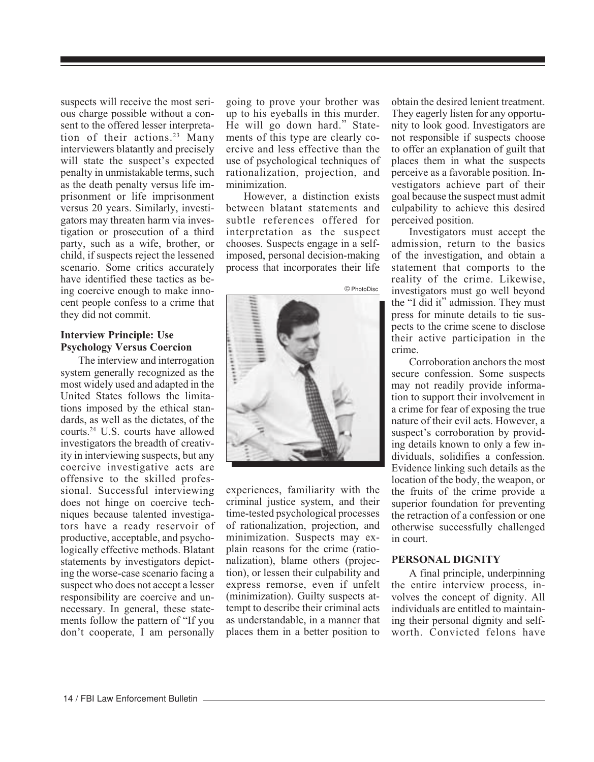suspects will receive the most serious charge possible without a consent to the offered lesser interpretation of their actions.[23] Many interviewers blatantly and precisely will state the suspect's expected penalty in unmistakable terms, such as the death penalty versus life imprisonment or life imprisonment versus 20 years. Similarly, investigators may threaten harm via investigation or prosecution of a third party, such as a wife, brother, or child, if suspects reject the lessened scenario. Some critics accurately have identified these tactics as being coercive enough to make innocent people confess to a crime that they did not commit.

### Interview Principle: Use Psychology Versus Coercion

The interview and interrogation system generally recognized as the most widely used and adapted in the United States follows the limitations imposed by the ethical standards, as well as the dictates, of the courts.[24] U.S. courts have allowed investigators the breadth of creativity in interviewing suspects, but any coercive investigative acts are offensive to the skilled professional. Successful interviewing does not hinge on coercive techniques because talented investigators have a ready reservoir of productive, acceptable, and psychologically effective methods. Blatant statements by investigators depicting the worse-case scenario facing a suspect who does not accept a lesser responsibility are coercive and unnecessary. In general, these statements follow the pattern of "If you don't cooperate, I am personally going to prove your brother was up to his eyeballs in this murder. He will go down hard." Statements of this type are clearly coercive and less effective than the use of psychological techniques of rationalization, projection, and minimization.

However, a distinction exists between blatant statements and subtle references offered for interpretation as the suspect chooses. Suspects engage in a self-imposed, personal decision-making process that incorporates their life experiences, familiarity with the criminal justice system, and their time-tested psychological processes of rationalization, projection, and minimization. Suspects may explain reasons for the crime (rationalization), blame others (projection), or lessen their culpability and express remorse, even if unfelt (minimization). Guilty suspects attempt to describe their criminal acts as understandable, in a manner that places them in a better position to obtain the desired lenient treatment. They eagerly listen for any opportunity to look good. Investigators are not responsible if suspects choose to offer an explanation of guilt that places them in what the suspects perceive as a favorable position. Investigators achieve part of their goal because the suspect must admit culpability to achieve this desired perceived position.

Investigators must accept the admission, return to the basics of the investigation, and obtain a statement that comports to the reality of the crime. Likewise, investigators must go well beyond the "I did it" admission. They must press for minute details to tie suspects to the crime scene to disclose their active participation in the crime.

Corroboration anchors the most secure confession. Some suspects may not readily provide information to support their involvement in a crime for fear of exposing the true nature of their evil acts. However, a suspect's corroboration by providing details known to only a few individuals, solidifies a confession. Evidence linking such details as the location of the body, the weapon, or the fruits of the crime provide a superior foundation for preventing the retraction of a confession or one otherwise successfully challenged in court.

## PERSONAL DIGNITY

A final principle, underpinning the entire interview process, involves the concept of dignity. All individuals are entitled to maintaining their personal dignity and self-worth. Convicted felons have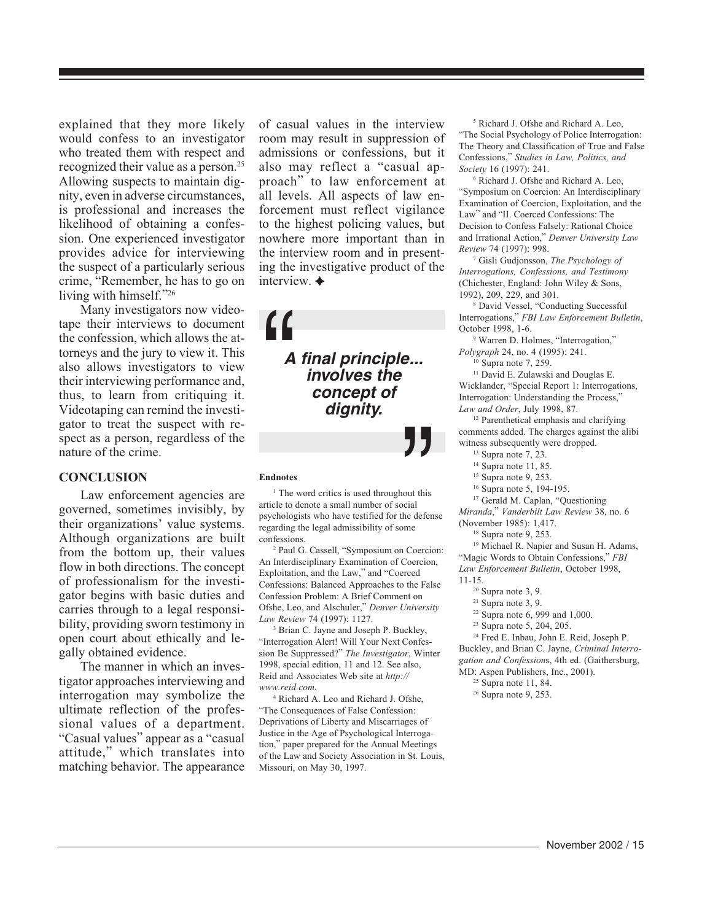explained that they more likely would confess to an investigator who treated them with respect and recognized their value as a person.[25] Allowing suspects to maintain dignity, even in adverse circumstances, is professional and increases the likelihood of obtaining a confession. One experienced investigator provides advice for interviewing the suspect of a particularly serious crime, "Remember, he has to go on living with himself."[26]

Many investigators now videotape their interviews to document the confession, which allows the attorneys and the jury to view it. This also allows investigators to view their interviewing performance and, thus, to learn from critiquing it. Videotaping can remind the investigator to treat the suspect with respect as a person, regardless of the nature of the crime.

## CONCLUSION

Law enforcement agencies are governed, sometimes invisibly, by their organizations' value systems. Although organizations are built from the bottom up, their values flow in both directions. The concept of professionalism for the investigator begins with basic duties and carries through to a legal responsibility, providing sworn testimony in open court about ethically and legally obtained evidence.

The manner in which an investigator approaches interviewing and interrogation may symbolize the ultimate reflection of the professional values of a department. "Casual values" appear as a "casual attitude," which translates into matching behavior. The appearance of casual values in the interview room may result in suppression of admissions or confessions, but it also may reflect a "casual approach" to law enforcement at all levels. All aspects of law enforcement must reflect vigilance to the highest policing values, but nowhere more important than in the interview room and in presenting the investigative product of the interview. ✦

> ***"A final principle... involves the concept of dignity."***

### Endnotes

[1] The word critics is used throughout this article to denote a small number of social psychologists who have testified for the defense regarding the legal admissibility of some confessions.

[2] Paul G. Cassell, "Symposium on Coercion: An Interdisciplinary Examination of Coercion, Exploitation, and the Law," and "Coerced Confessions: Balanced Approaches to the False Confession Problem: A Brief Comment on Ofshe, Leo, and Alschuler," *Denver University Law Review* 74 (1997): 1127.

[3] Brian C. Jayne and Joseph P. Buckley, "Interrogation Alert! Will Your Next Confession Be Suppressed?" *The Investigator*, Winter 1998, special edition, 11 and 12. See also, Reid and Associates Web site at *http://www.reid.com.*

[4] Richard A. Leo and Richard J. Ofshe, "The Consequences of False Confession: Deprivations of Liberty and Miscarriages of Justice in the Age of Psychological Interrogation," paper prepared for the Annual Meetings of the Law and Society Association in St. Louis, Missouri, on May 30, 1997.

[5] Richard J. Ofshe and Richard A. Leo, "The Social Psychology of Police Interrogation: The Theory and Classification of True and False Confessions," *Studies in Law, Politics, and Society* 16 (1997): 241.

[6] Richard J. Ofshe and Richard A. Leo, "Symposium on Coercion: An Interdisciplinary Examination of Coercion, Exploitation, and the Law" and "II. Coerced Confessions: The Decision to Confess Falsely: Rational Choice and Irrational Action," *Denver University Law Review* 74 (1997): 998.

[7] Gisli Gudjonsson, *The Psychology of Interrogations, Confessions, and Testimony* (Chichester, England: John Wiley & Sons, 1992), 209, 229, and 301.

[8] David Vessel, "Conducting Successful Interrogations," *FBI Law Enforcement Bulletin*, October 1998, 1-6.

[9] Warren D. Holmes, "Interrogation," *Polygraph* 24, no. 4 (1995): 241.

[10] Supra note 7, 259.

[11] David E. Zulawski and Douglas E. Wicklander, "Special Report 1: Interrogations, Interrogation: Understanding the Process," *Law and Order*, July 1998, 87.

[12] Parenthetical emphasis and clarifying comments added. The charges against the alibi witness subsequently were dropped.

[13] Supra note 7, 23.

[14] Supra note 11, 85.

[15] Supra note 9, 253.

[16] Supra note 5, 194-195.

[17] Gerald M. Caplan, "Questioning *Miranda*," *Vanderbilt Law Review* 38, no. 6 (November 1985): 1,417.

[18] Supra note 9, 253.

[19] Michael R. Napier and Susan H. Adams, "Magic Words to Obtain Confessions," *FBI Law Enforcement Bulletin*, October 1998, 11-15.

[20] Supra note 3, 9.

[21] Supra note 3, 9.

[22] Supra note 6, 999 and 1,000.

[23] Supra note 5, 204, 205.

[24] Fred E. Inbau, John E. Reid, Joseph P. Buckley, and Brian C. Jayne, *Criminal Interrogation and Confessions*, 4th ed. (Gaithersburg, MD: Aspen Publishers, Inc., 2001).

[25] Supra note 11, 84.

[26] Supra note 9, 253.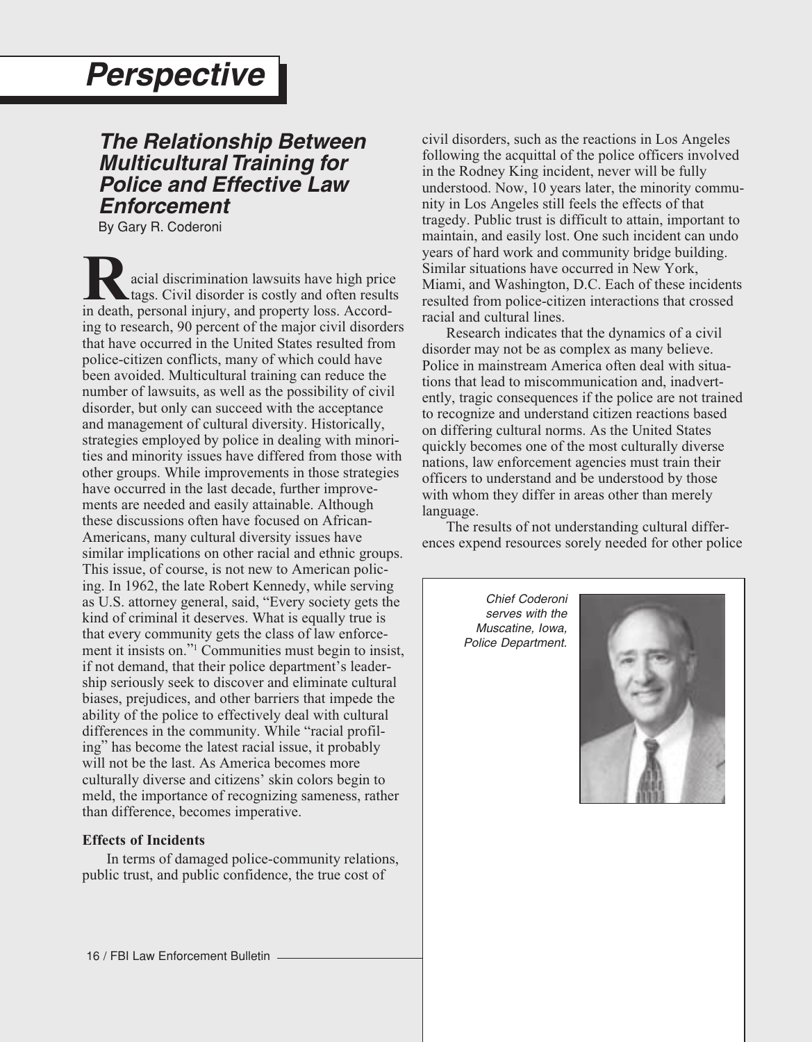# Perspective

## The Relationship Between Multicultural Training for Police and Effective Law Enforcement

By Gary R. Coderoni

Racial discrimination lawsuits have high price tags. Civil disorder is costly and often results in death, personal injury, and property loss. According to research, 90 percent of the major civil disorders that have occurred in the United States resulted from police-citizen conflicts, many of which could have been avoided. Multicultural training can reduce the number of lawsuits, as well as the possibility of civil disorder, but only can succeed with the acceptance and management of cultural diversity. Historically, strategies employed by police in dealing with minorities and minority issues have differed from those with other groups. While improvements in those strategies have occurred in the last decade, further improvements are needed and easily attainable. Although these discussions often have focused on African-Americans, many cultural diversity issues have similar implications on other racial and ethnic groups. This issue, of course, is not new to American policing. In 1962, the late Robert Kennedy, while serving as U.S. attorney general, said, "Every society gets the kind of criminal it deserves. What is equally true is that every community gets the class of law enforcement it insists on."[1] Communities must begin to insist, if not demand, that their police department's leadership seriously seek to discover and eliminate cultural biases, prejudices, and other barriers that impede the ability of the police to effectively deal with cultural differences in the community. While "racial profiling" has become the latest racial issue, it probably will not be the last. As America becomes more culturally diverse and citizens' skin colors begin to meld, the importance of recognizing sameness, rather than difference, becomes imperative.

### Effects of Incidents

In terms of damaged police-community relations, public trust, and public confidence, the true cost of civil disorders, such as the reactions in Los Angeles following the acquittal of the police officers involved in the Rodney King incident, never will be fully understood. Now, 10 years later, the minority community in Los Angeles still feels the effects of that tragedy. Public trust is difficult to attain, important to maintain, and easily lost. One such incident can undo years of hard work and community bridge building. Similar situations have occurred in New York, Miami, and Washington, D.C. Each of these incidents resulted from police-citizen interactions that crossed racial and cultural lines.

Research indicates that the dynamics of a civil disorder may not be as complex as many believe. Police in mainstream America often deal with situations that lead to miscommunication and, inadvertently, tragic consequences if the police are not trained to recognize and understand citizen reactions based on differing cultural norms. As the United States quickly becomes one of the most culturally diverse nations, law enforcement agencies must train their officers to understand and be understood by those with whom they differ in areas other than merely language.

The results of not understanding cultural differences expend resources sorely needed for other police

*Chief Coderoni serves with the Muscatine, Iowa, Police Department.*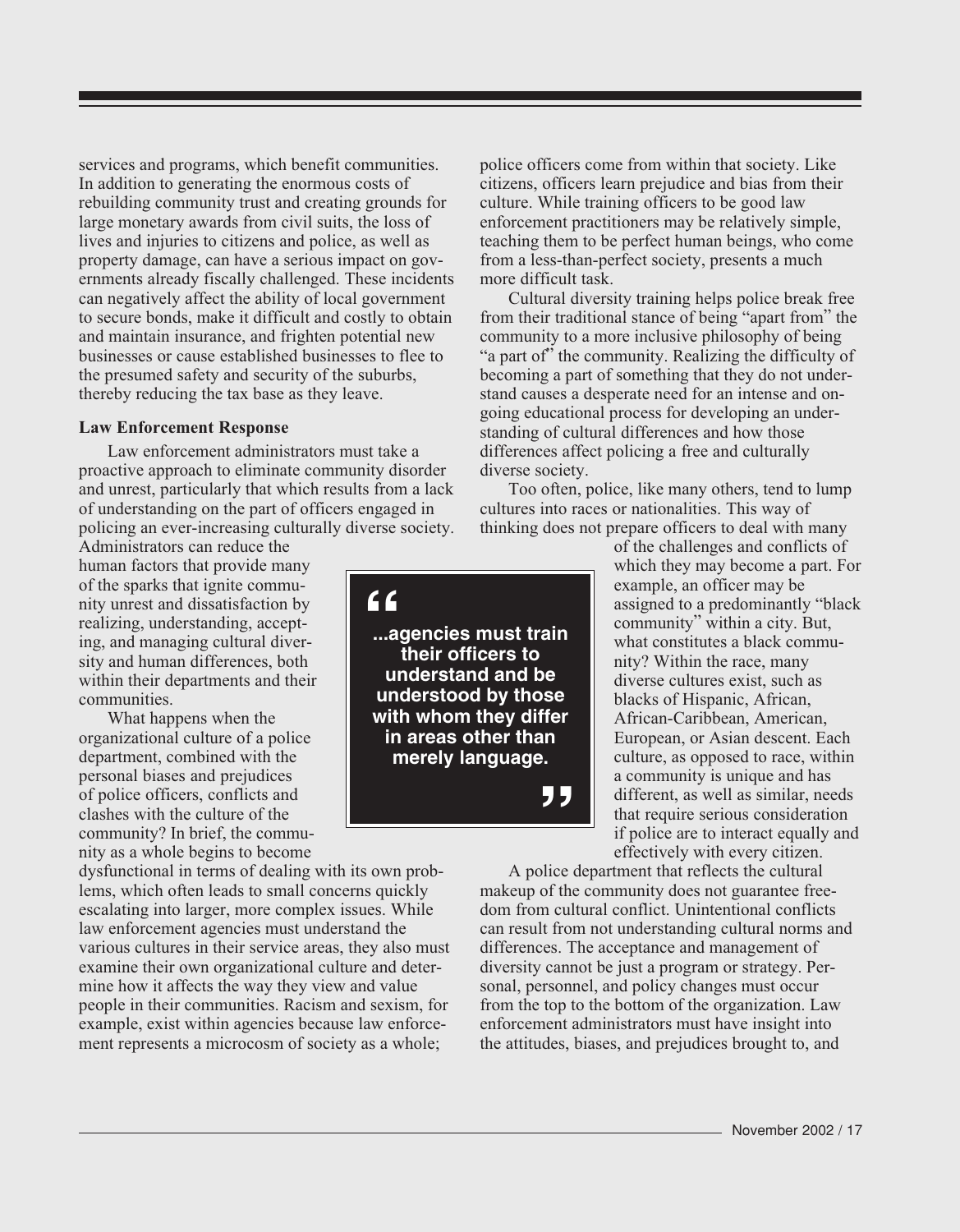services and programs, which benefit communities. In addition to generating the enormous costs of rebuilding community trust and creating grounds for large monetary awards from civil suits, the loss of lives and injuries to citizens and police, as well as property damage, can have a serious impact on governments already fiscally challenged. These incidents can negatively affect the ability of local government to secure bonds, make it difficult and costly to obtain and maintain insurance, and frighten potential new businesses or cause established businesses to flee to the presumed safety and security of the suburbs, thereby reducing the tax base as they leave.

**Law Enforcement Response**

Law enforcement administrators must take a proactive approach to eliminate community disorder and unrest, particularly that which results from a lack of understanding on the part of officers engaged in policing an ever-increasing culturally diverse society. Administrators can reduce the human factors that provide many of the sparks that ignite community unrest and dissatisfaction by realizing, understanding, accepting, and managing cultural diversity and human differences, both within their departments and their communities.

What happens when the organizational culture of a police department, combined with the personal biases and prejudices of police officers, conflicts and clashes with the culture of the community? In brief, the community as a whole begins to become dysfunctional in terms of dealing with its own problems, which often leads to small concerns quickly escalating into larger, more complex issues. While law enforcement agencies must understand the various cultures in their service areas, they also must examine their own organizational culture and determine how it affects the way they view and value people in their communities. Racism and sexism, for example, exist within agencies because law enforcement represents a microcosm of society as a whole; police officers come from within that society. Like citizens, officers learn prejudice and bias from their culture. While training officers to be good law enforcement practitioners may be relatively simple, teaching them to be perfect human beings, who come from a less-than-perfect society, presents a much more difficult task.

> **"...agencies must train their officers to understand and be understood by those with whom they differ in areas other than merely language."**

Cultural diversity training helps police break free from their traditional stance of being "apart from" the community to a more inclusive philosophy of being "a part of" the community. Realizing the difficulty of becoming a part of something that they do not understand causes a desperate need for an intense and ongoing educational process for developing an understanding of cultural differences and how those differences affect policing a free and culturally diverse society.

Too often, police, like many others, tend to lump cultures into races or nationalities. This way of thinking does not prepare officers to deal with many of the challenges and conflicts of which they may become a part. For example, an officer may be assigned to a predominantly "black community" within a city. But, what constitutes a black community? Within the race, many diverse cultures exist, such as blacks of Hispanic, African, African-Caribbean, American, European, or Asian descent. Each culture, as opposed to race, within a community is unique and has different, as well as similar, needs that require serious consideration if police are to interact equally and effectively with every citizen.

A police department that reflects the cultural makeup of the community does not guarantee freedom from cultural conflict. Unintentional conflicts can result from not understanding cultural norms and differences. The acceptance and management of diversity cannot be just a program or strategy. Personal, personnel, and policy changes must occur from the top to the bottom of the organization. Law enforcement administrators must have insight into the attitudes, biases, and prejudices brought to, and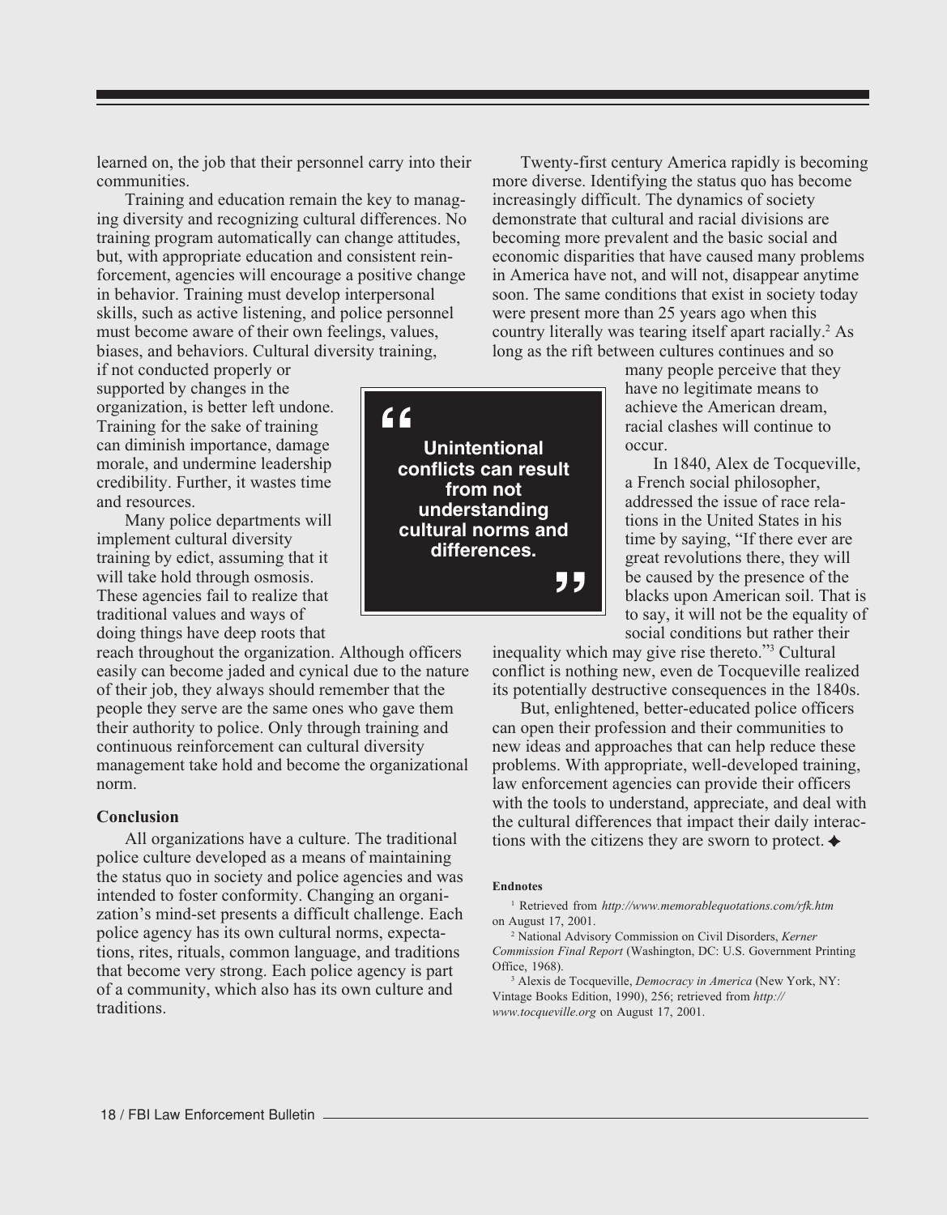learned on, the job that their personnel carry into their communities.

Training and education remain the key to managing diversity and recognizing cultural differences. No training program automatically can change attitudes, but, with appropriate education and consistent reinforcement, agencies will encourage a positive change in behavior. Training must develop interpersonal skills, such as active listening, and police personnel must become aware of their own feelings, values, biases, and behaviors. Cultural diversity training, if not conducted properly or supported by changes in the organization, is better left undone. Training for the sake of training can diminish importance, damage morale, and undermine leadership credibility. Further, it wastes time and resources.

Many police departments will implement cultural diversity training by edict, assuming that it will take hold through osmosis. These agencies fail to realize that traditional values and ways of doing things have deep roots that reach throughout the organization. Although officers easily can become jaded and cynical due to the nature of their job, they always should remember that the people they serve are the same ones who gave them their authority to police. Only through training and continuous reinforcement can cultural diversity management take hold and become the organizational norm.

> **"Unintentional conflicts can result from not understanding cultural norms and differences."**

## Conclusion

All organizations have a culture. The traditional police culture developed as a means of maintaining the status quo in society and police agencies and was intended to foster conformity. Changing an organization's mind-set presents a difficult challenge. Each police agency has its own cultural norms, expectations, rites, rituals, common language, and traditions that become very strong. Each police agency is part of a community, which also has its own culture and traditions.

Twenty-first century America rapidly is becoming more diverse. Identifying the status quo has become increasingly difficult. The dynamics of society demonstrate that cultural and racial divisions are becoming more prevalent and the basic social and economic disparities that have caused many problems in America have not, and will not, disappear anytime soon. The same conditions that exist in society today were present more than 25 years ago when this country literally was tearing itself apart racially.[2] As long as the rift between cultures continues and so many people perceive that they have no legitimate means to achieve the American dream, racial clashes will continue to occur.

In 1840, Alex de Tocqueville, a French social philosopher, addressed the issue of race relations in the United States in his time by saying, "If there ever are great revolutions there, they will be caused by the presence of the blacks upon American soil. That is to say, it will not be the equality of social conditions but rather their inequality which may give rise thereto."[3] Cultural conflict is nothing new, even de Tocqueville realized its potentially destructive consequences in the 1840s.

But, enlightened, better-educated police officers can open their profession and their communities to new ideas and approaches that can help reduce these problems. With appropriate, well-developed training, law enforcement agencies can provide their officers with the tools to understand, appreciate, and deal with the cultural differences that impact their daily interactions with the citizens they are sworn to protect. ✦

#### Endnotes

[1] Retrieved from *http://www.memorablequotations.com/rfk.htm* on August 17, 2001.

[2] National Advisory Commission on Civil Disorders, *Kerner Commission Final Report* (Washington, DC: U.S. Government Printing Office, 1968).

[3] Alexis de Tocqueville, *Democracy in America* (New York, NY: Vintage Books Edition, 1990), 256; retrieved from *http://www.tocqueville.org* on August 17, 2001.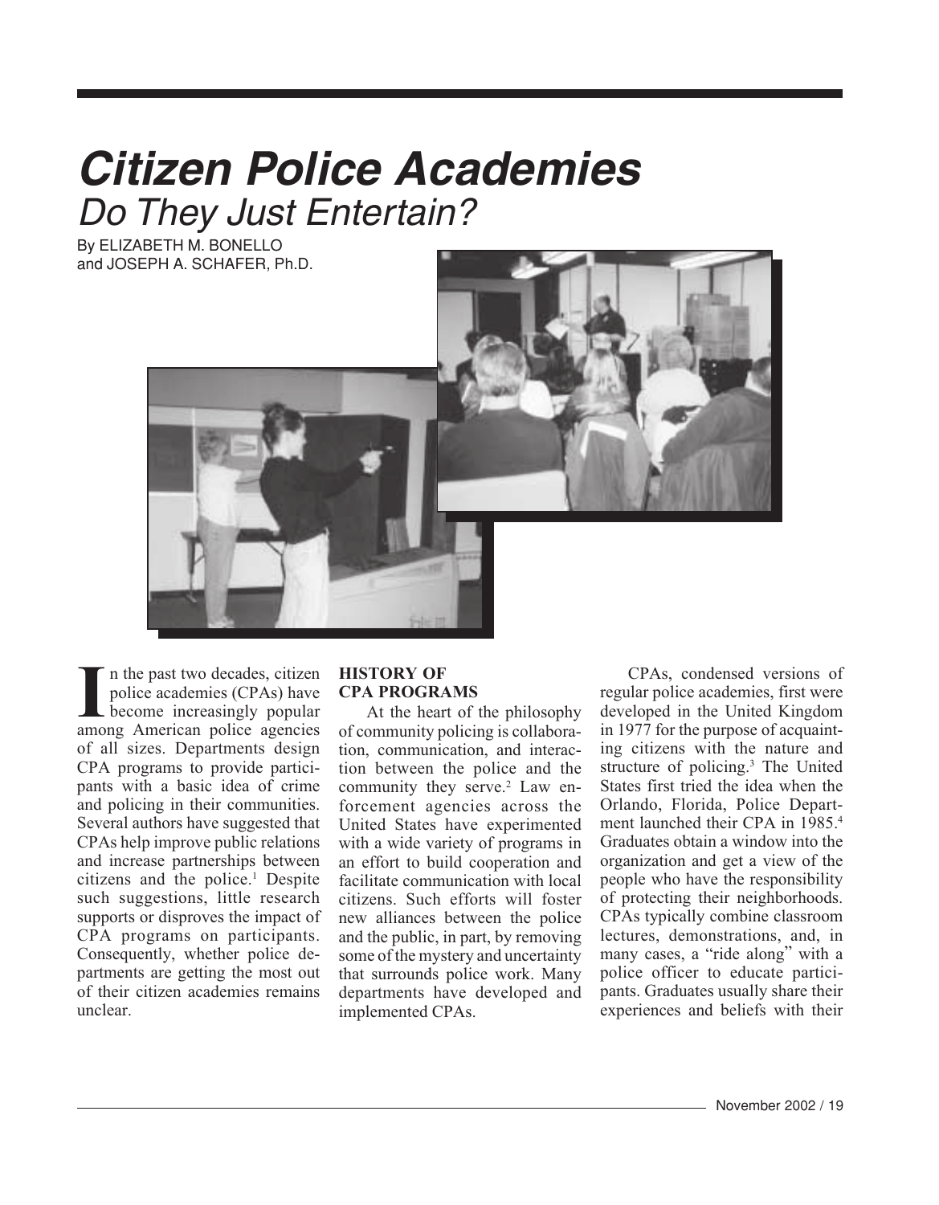# *Citizen Police Academies*

## *Do They Just Entertain?*

By ELIZABETH M. BONELLO
and JOSEPH A. SCHAFER, Ph.D.

In the past two decades, citizen police academies (CPAs) have become increasingly popular among American police agencies of all sizes. Departments design CPA programs to provide participants with a basic idea of crime and policing in their communities. Several authors have suggested that CPAs help improve public relations and increase partnerships between citizens and the police.[1] Despite such suggestions, little research supports or disproves the impact of CPA programs on participants. Consequently, whether police departments are getting the most out of their citizen academies remains unclear.

### HISTORY OF CPA PROGRAMS

At the heart of the philosophy of community policing is collaboration, communication, and interaction between the police and the community they serve.[2] Law enforcement agencies across the United States have experimented with a wide variety of programs in an effort to build cooperation and facilitate communication with local citizens. Such efforts will foster new alliances between the police and the public, in part, by removing some of the mystery and uncertainty that surrounds police work. Many departments have developed and implemented CPAs.

CPAs, condensed versions of regular police academies, first were developed in the United Kingdom in 1977 for the purpose of acquainting citizens with the nature and structure of policing.[3] The United States first tried the idea when the Orlando, Florida, Police Department launched their CPA in 1985.[4] Graduates obtain a window into the organization and get a view of the people who have the responsibility of protecting their neighborhoods. CPAs typically combine classroom lectures, demonstrations, and, in many cases, a "ride along" with a police officer to educate participants. Graduates usually share their experiences and beliefs with their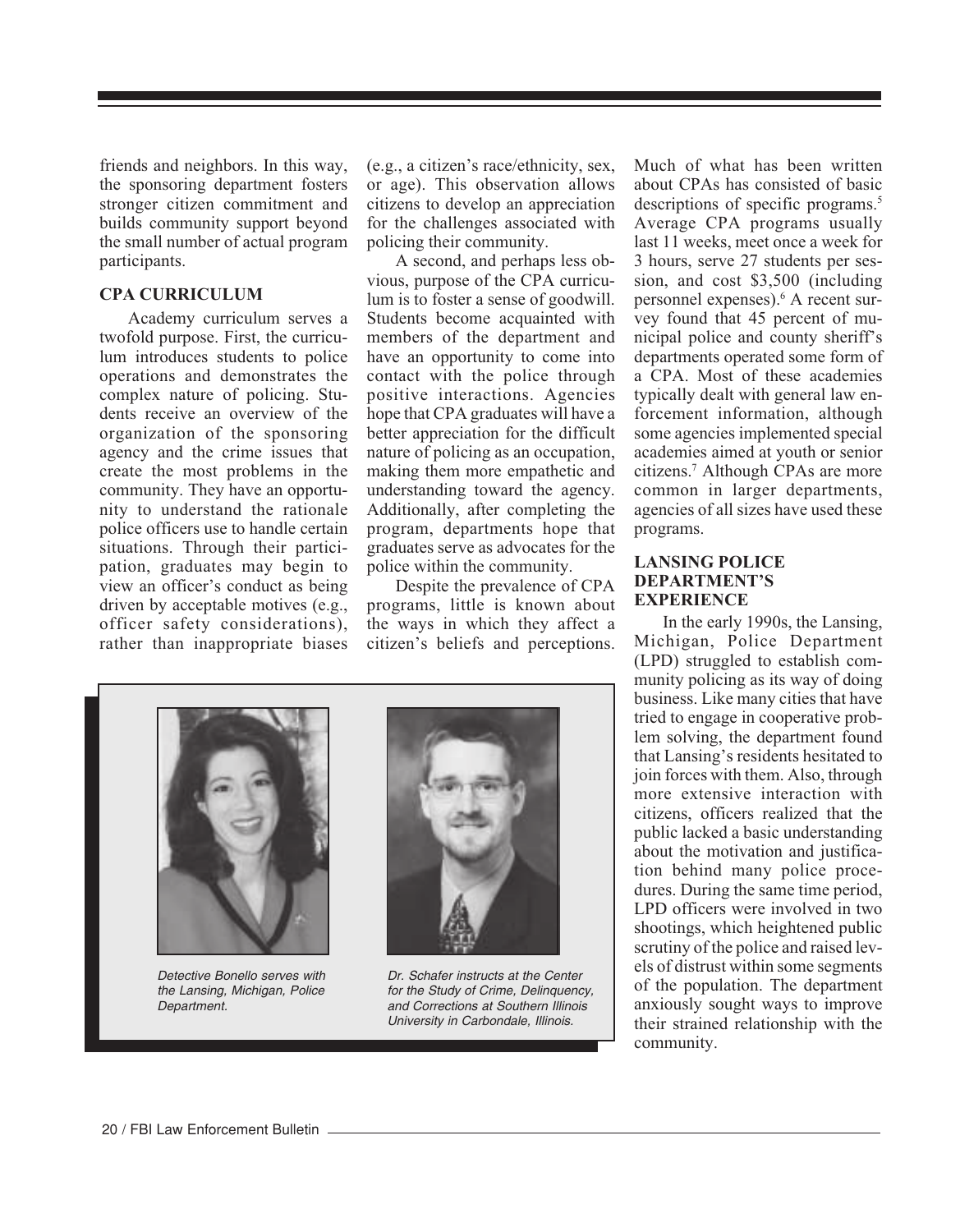friends and neighbors. In this way, the sponsoring department fosters stronger citizen commitment and builds community support beyond the small number of actual program participants.

### CPA CURRICULUM

Academy curriculum serves a twofold purpose. First, the curriculum introduces students to police operations and demonstrates the complex nature of policing. Students receive an overview of the organization of the sponsoring agency and the crime issues that create the most problems in the community. They have an opportunity to understand the rationale police officers use to handle certain situations. Through their participation, graduates may begin to view an officer's conduct as being driven by acceptable motives (e.g., officer safety considerations), rather than inappropriate biases (e.g., a citizen's race/ethnicity, sex, or age). This observation allows citizens to develop an appreciation for the challenges associated with policing their community.

A second, and perhaps less obvious, purpose of the CPA curriculum is to foster a sense of goodwill. Students become acquainted with members of the department and have an opportunity to come into contact with the police through positive interactions. Agencies hope that CPA graduates will have a better appreciation for the difficult nature of policing as an occupation, making them more empathetic and understanding toward the agency. Additionally, after completing the program, departments hope that graduates serve as advocates for the police within the community.

Despite the prevalence of CPA programs, little is known about the ways in which they affect a citizen's beliefs and perceptions. Much of what has been written about CPAs has consisted of basic descriptions of specific programs.[5] Average CPA programs usually last 11 weeks, meet once a week for 3 hours, serve 27 students per session, and cost $3,500 (including personnel expenses).[6] A recent survey found that 45 percent of municipal police and county sheriff's departments operated some form of a CPA. Most of these academies typically dealt with general law enforcement information, although some agencies implemented special academies aimed at youth or senior citizens.[7] Although CPAs are more common in larger departments, agencies of all sizes have used these programs.

*Detective Bonello serves with the Lansing, Michigan, Police Department.*

*Dr. Schafer instructs at the Center for the Study of Crime, Delinquency, and Corrections at Southern Illinois University in Carbondale, Illinois.*

### LANSING POLICE DEPARTMENT'S EXPERIENCE

In the early 1990s, the Lansing, Michigan, Police Department (LPD) struggled to establish community policing as its way of doing business. Like many cities that have tried to engage in cooperative problem solving, the department found that Lansing's residents hesitated to join forces with them. Also, through more extensive interaction with citizens, officers realized that the public lacked a basic understanding about the motivation and justification behind many police procedures. During the same time period, LPD officers were involved in two shootings, which heightened public scrutiny of the police and raised levels of distrust within some segments of the population. The department anxiously sought ways to improve their strained relationship with the community.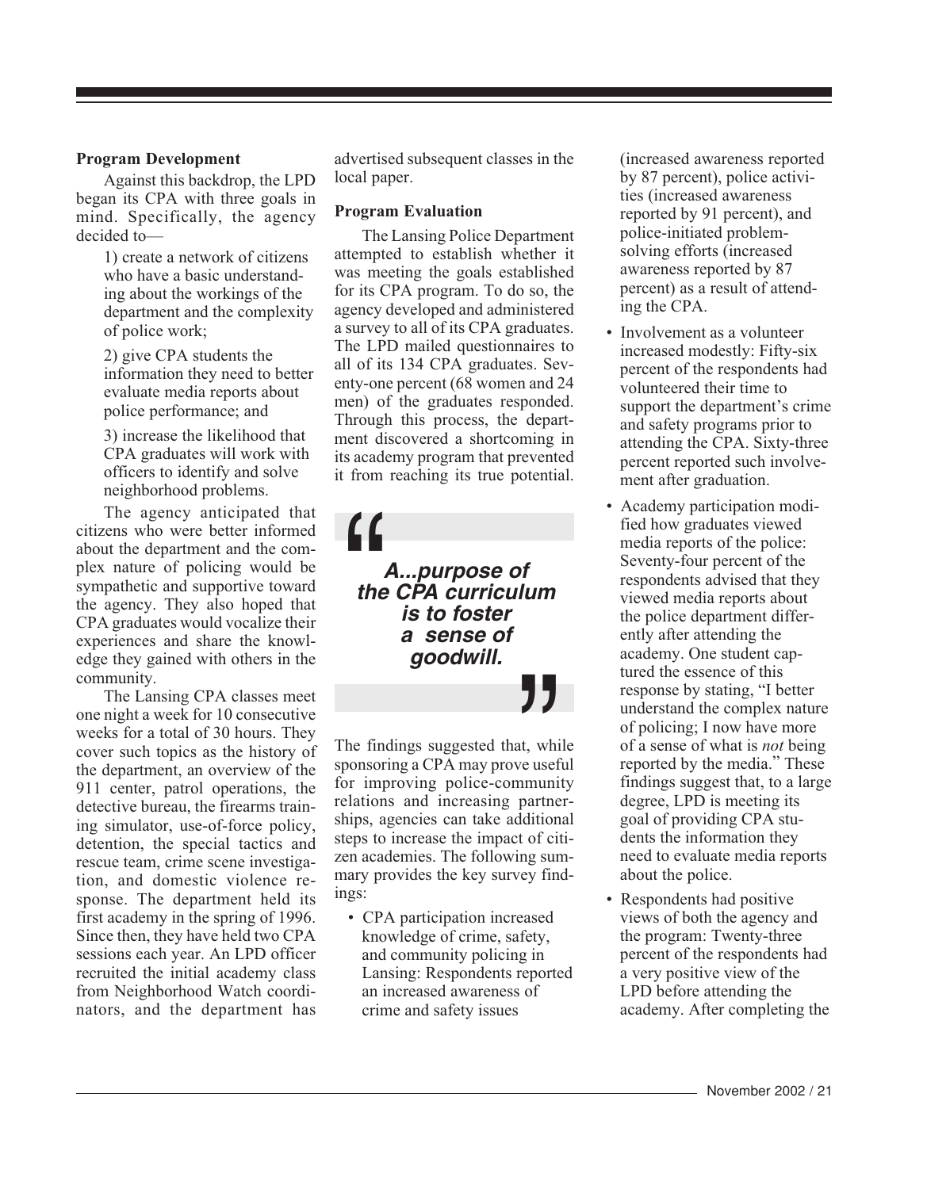**Program Development**

Against this backdrop, the LPD began its CPA with three goals in mind. Specifically, the agency decided to—

1) create a network of citizens who have a basic understanding about the workings of the department and the complexity of police work;

2) give CPA students the information they need to better evaluate media reports about police performance; and

3) increase the likelihood that CPA graduates will work with officers to identify and solve neighborhood problems.

The agency anticipated that citizens who were better informed about the department and the complex nature of policing would be sympathetic and supportive toward the agency. They also hoped that CPA graduates would vocalize their experiences and share the knowledge they gained with others in the community.

The Lansing CPA classes meet one night a week for 10 consecutive weeks for a total of 30 hours. They cover such topics as the history of the department, an overview of the 911 center, patrol operations, the detective bureau, the firearms training simulator, use-of-force policy, detention, the special tactics and rescue team, crime scene investigation, and domestic violence response. The department held its first academy in the spring of 1996. Since then, they have held two CPA sessions each year. An LPD officer recruited the initial academy class from Neighborhood Watch coordinators, and the department has advertised subsequent classes in the local paper.

**Program Evaluation**

The Lansing Police Department attempted to establish whether it was meeting the goals established for its CPA program. To do so, the agency developed and administered a survey to all of its CPA graduates. The LPD mailed questionnaires to all of its 134 CPA graduates. Seventy-one percent (68 women and 24 men) of the graduates responded. Through this process, the department discovered a shortcoming in its academy program that prevented it from reaching its true potential.

> ***A...purpose of the CPA curriculum is to foster a sense of goodwill.***

The findings suggested that, while sponsoring a CPA may prove useful for improving police-community relations and increasing partnerships, agencies can take additional steps to increase the impact of citizen academies. The following summary provides the key survey findings:

- CPA participation increased knowledge of crime, safety, and community policing in Lansing: Respondents reported an increased awareness of crime and safety issues (increased awareness reported by 87 percent), police activities (increased awareness reported by 91 percent), and police-initiated problem-solving efforts (increased awareness reported by 87 percent) as a result of attending the CPA.
- Involvement as a volunteer increased modestly: Fifty-six percent of the respondents had volunteered their time to support the department's crime and safety programs prior to attending the CPA. Sixty-three percent reported such involvement after graduation.
- Academy participation modified how graduates viewed media reports of the police: Seventy-four percent of the respondents advised that they viewed media reports about the police department differently after attending the academy. One student captured the essence of this response by stating, "I better understand the complex nature of policing; I now have more of a sense of what is *not* being reported by the media." These findings suggest that, to a large degree, LPD is meeting its goal of providing CPA students the information they need to evaluate media reports about the police.
- Respondents had positive views of both the agency and the program: Twenty-three percent of the respondents had a very positive view of the LPD before attending the academy. After completing the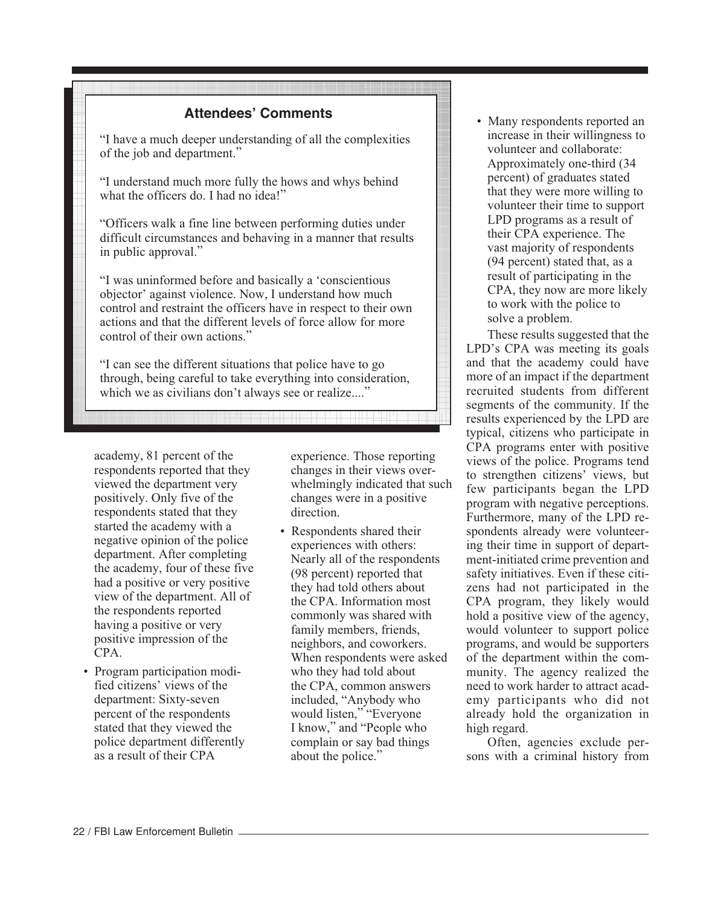### Attendees' Comments

"I have a much deeper understanding of all the complexities of the job and department."

"I understand much more fully the hows and whys behind what the officers do. I had no idea!"

"Officers walk a fine line between performing duties under difficult circumstances and behaving in a manner that results in public approval."

"I was uninformed before and basically a 'conscientious objector' against violence. Now, I understand how much control and restraint the officers have in respect to their own actions and that the different levels of force allow for more control of their own actions."

"I can see the different situations that police have to go through, being careful to take everything into consideration, which we as civilians don't always see or realize...."

academy, 81 percent of the respondents reported that they viewed the department very positively. Only five of the respondents stated that they started the academy with a negative opinion of the police department. After completing the academy, four of these five had a positive or very positive view of the department. All of the respondents reported having a positive or very positive impression of the CPA.

- Program participation modified citizens' views of the department: Sixty-seven percent of the respondents stated that they viewed the police department differently as a result of their CPA experience. Those reporting changes in their views overwhelmingly indicated that such changes were in a positive direction.
- Respondents shared their experiences with others: Nearly all of the respondents (98 percent) reported that they had told others about the CPA. Information most commonly was shared with family members, friends, neighbors, and coworkers. When respondents were asked who they had told about the CPA, common answers included, "Anybody who would listen," "Everyone I know," and "People who complain or say bad things about the police."
- Many respondents reported an increase in their willingness to volunteer and collaborate: Approximately one-third (34 percent) of graduates stated that they were more willing to volunteer their time to support LPD programs as a result of their CPA experience. The vast majority of respondents (94 percent) stated that, as a result of participating in the CPA, they now are more likely to work with the police to solve a problem.

These results suggested that the LPD's CPA was meeting its goals and that the academy could have more of an impact if the department recruited students from different segments of the community. If the results experienced by the LPD are typical, citizens who participate in CPA programs enter with positive views of the police. Programs tend to strengthen citizens' views, but few participants began the LPD program with negative perceptions. Furthermore, many of the LPD respondents already were volunteering their time in support of department-initiated crime prevention and safety initiatives. Even if these citizens had not participated in the CPA program, they likely would hold a positive view of the agency, would volunteer to support police programs, and would be supporters of the department within the community. The agency realized the need to work harder to attract academy participants who did not already hold the organization in high regard.

Often, agencies exclude persons with a criminal history from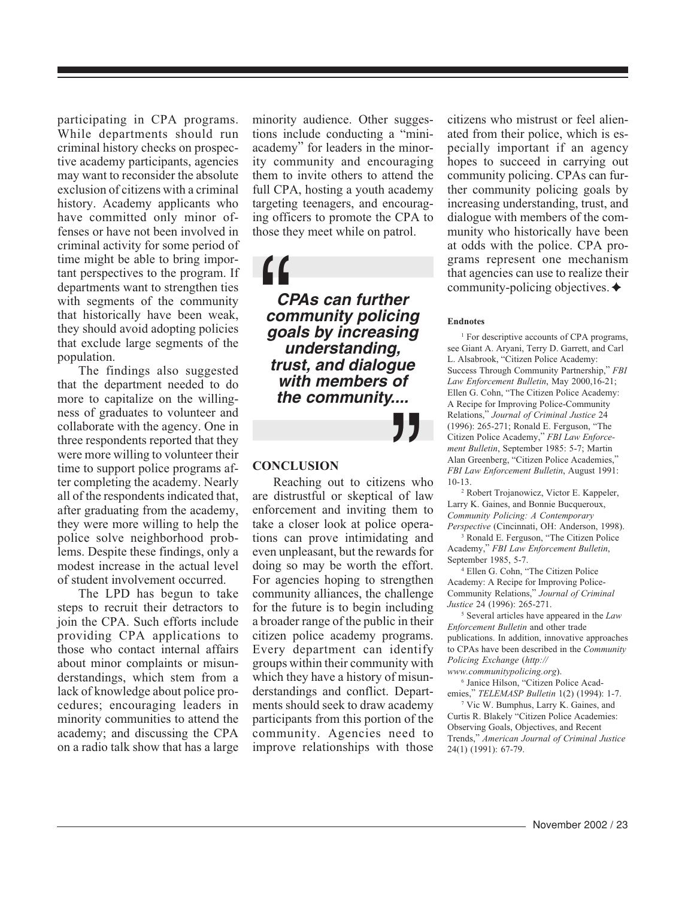participating in CPA programs. While departments should run criminal history checks on prospective academy participants, agencies may want to reconsider the absolute exclusion of citizens with a criminal history. Academy applicants who have committed only minor offenses or have not been involved in criminal activity for some period of time might be able to bring important perspectives to the program. If departments want to strengthen ties with segments of the community that historically have been weak, they should avoid adopting policies that exclude large segments of the population.

The findings also suggested that the department needed to do more to capitalize on the willingness of graduates to volunteer and collaborate with the agency. One in three respondents reported that they were more willing to volunteer their time to support police programs after completing the academy. Nearly all of the respondents indicated that, after graduating from the academy, they were more willing to help the police solve neighborhood problems. Despite these findings, only a modest increase in the actual level of student involvement occurred.

The LPD has begun to take steps to recruit their detractors to join the CPA. Such efforts include providing CPA applications to those who contact internal affairs about minor complaints or misunderstandings, which stem from a lack of knowledge about police procedures; encouraging leaders in minority communities to attend the academy; and discussing the CPA on a radio talk show that has a large minority audience. Other suggestions include conducting a "mini-academy" for leaders in the minority community and encouraging them to invite others to attend the full CPA, hosting a youth academy targeting teenagers, and encouraging officers to promote the CPA to those they meet while on patrol.

> ***CPAs can further community policing goals by increasing understanding, trust, and dialogue with members of the community....***

## CONCLUSION

Reaching out to citizens who are distrustful or skeptical of law enforcement and inviting them to take a closer look at police operations can prove intimidating and even unpleasant, but the rewards for doing so may be worth the effort. For agencies hoping to strengthen community alliances, the challenge for the future is to begin including a broader range of the public in their citizen police academy programs. Every department can identify groups within their community with which they have a history of misunderstandings and conflict. Departments should seek to draw academy participants from this portion of the community. Agencies need to improve relationships with those citizens who mistrust or feel alienated from their police, which is especially important if an agency hopes to succeed in carrying out community policing. CPAs can further community policing goals by increasing understanding, trust, and dialogue with members of the community who historically have been at odds with the police. CPA programs represent one mechanism that agencies can use to realize their community-policing objectives. ✦

#### Endnotes

[1] For descriptive accounts of CPA programs, see Giant A. Aryani, Terry D. Garrett, and Carl L. Alsabrook, "Citizen Police Academy: Success Through Community Partnership," *FBI Law Enforcement Bulletin*, May 2000,16-21; Ellen G. Cohn, "The Citizen Police Academy: A Recipe for Improving Police-Community Relations," *Journal of Criminal Justice* 24 (1996): 265-271; Ronald E. Ferguson, "The Citizen Police Academy," *FBI Law Enforcement Bulletin*, September 1985: 5-7; Martin Alan Greenberg, "Citizen Police Academies," *FBI Law Enforcement Bulletin*, August 1991: 10-13.

[2] Robert Trojanowicz, Victor E. Kappeler, Larry K. Gaines, and Bonnie Bucqueroux, *Community Policing: A Contemporary Perspective* (Cincinnati, OH: Anderson, 1998).

[3] Ronald E. Ferguson, "The Citizen Police Academy," *FBI Law Enforcement Bulletin*, September 1985, 5-7.

[4] Ellen G. Cohn, "The Citizen Police Academy: A Recipe for Improving Police-Community Relations," *Journal of Criminal Justice* 24 (1996): 265-271.

[5] Several articles have appeared in the *Law Enforcement Bulletin* and other trade publications. In addition, innovative approaches to CPAs have been described in the *Community Policing Exchange* (*http://www.communitypolicing.org*).

[6] Janice Hilson, "Citizen Police Academies," *TELEMASP Bulletin* 1(2) (1994): 1-7.

[7] Vic W. Bumphus, Larry K. Gaines, and Curtis R. Blakely "Citizen Police Academies: Observing Goals, Objectives, and Recent Trends," *American Journal of Criminal Justice* 24(1) (1991): 67-79.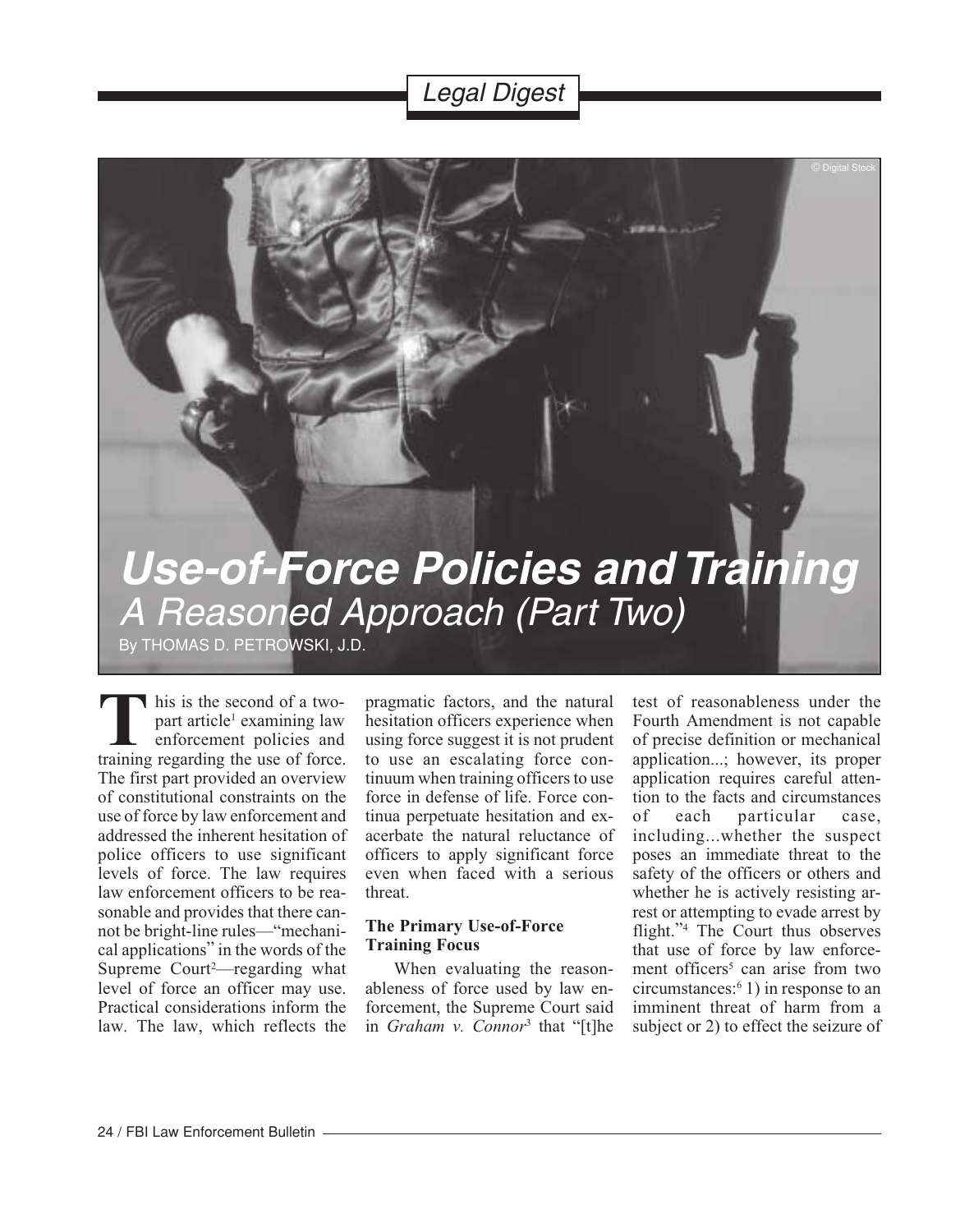# Use-of-Force Policies and Training

## A Reasoned Approach (Part Two)

By THOMAS D. PETROWSKI, J.D.

This is the second of a two-part article[1] examining law enforcement policies and training regarding the use of force. The first part provided an overview of constitutional constraints on the use of force by law enforcement and addressed the inherent hesitation of police officers to use significant levels of force. The law requires law enforcement officers to be reasonable and provides that there cannot be bright-line rules—"mechanical applications" in the words of the Supreme Court[2]—regarding what level of force an officer may use. Practical considerations inform the law. The law, which reflects the pragmatic factors, and the natural hesitation officers experience when using force suggest it is not prudent to use an escalating force continuum when training officers to use force in defense of life. Force continua perpetuate hesitation and exacerbate the natural reluctance of officers to apply significant force even when faced with a serious threat.

### The Primary Use-of-Force Training Focus

When evaluating the reasonableness of force used by law enforcement, the Supreme Court said in *Graham v. Connor*[3] that "[t]he test of reasonableness under the Fourth Amendment is not capable of precise definition or mechanical application...; however, its proper application requires careful attention to the facts and circumstances of each particular case, including...whether the suspect poses an immediate threat to the safety of the officers or others and whether he is actively resisting arrest or attempting to evade arrest by flight."[4] The Court thus observes that use of force by law enforcement officers[5] can arise from two circumstances:[6] 1) in response to an imminent threat of harm from a subject or 2) to effect the seizure of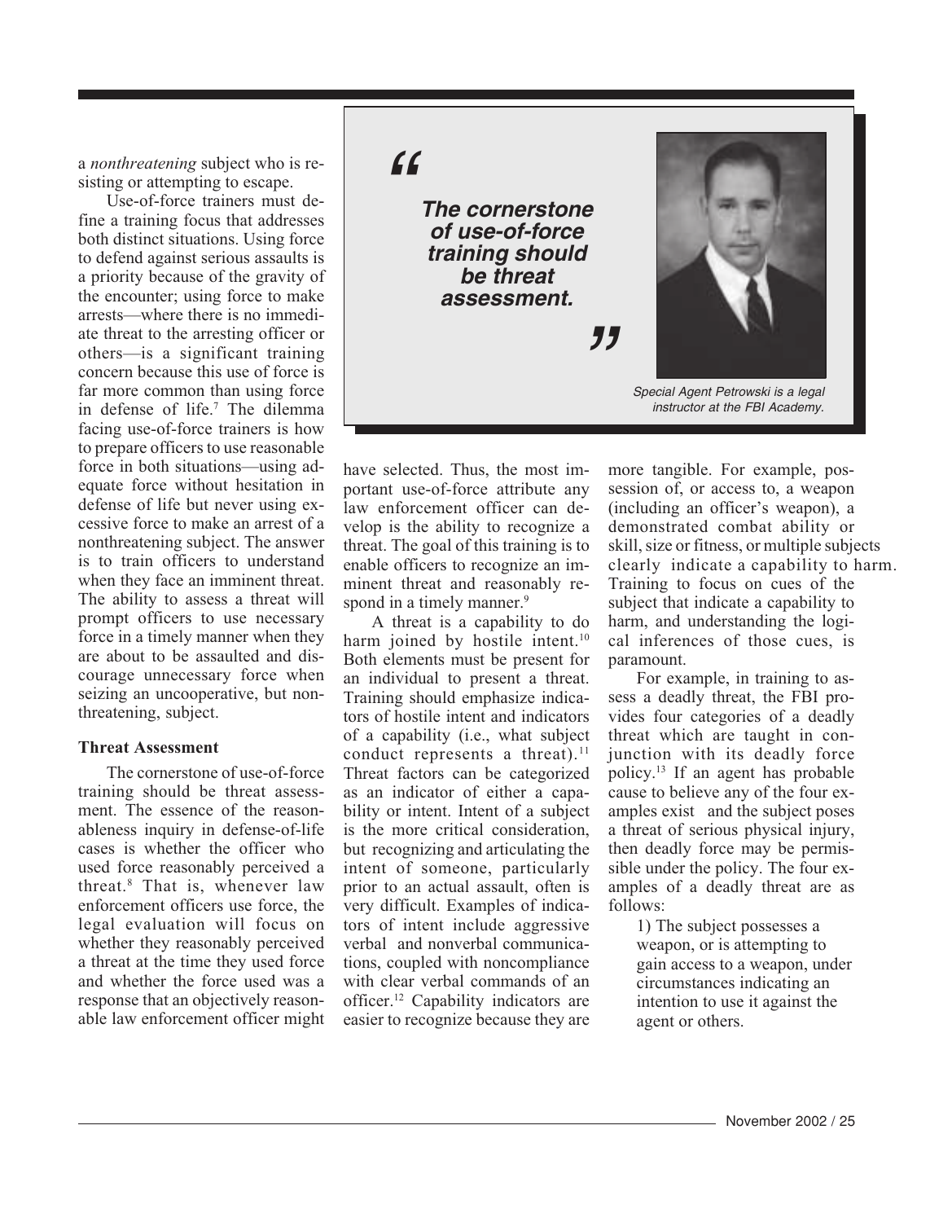a *nonthreatening* subject who is resisting or attempting to escape.

Use-of-force trainers must define a training focus that addresses both distinct situations. Using force to defend against serious assaults is a priority because of the gravity of the encounter; using force to make arrests—where there is no immediate threat to the arresting officer or others—is a significant training concern because this use of force is far more common than using force in defense of life.[7] The dilemma facing use-of-force trainers is how to prepare officers to use reasonable force in both situations—using adequate force without hesitation in defense of life but never using excessive force to make an arrest of a nonthreatening subject. The answer is to train officers to understand when they face an imminent threat. The ability to assess a threat will prompt officers to use necessary force in a timely manner when they are about to be assaulted and discourage unnecessary force when seizing an uncooperative, but nonthreatening, subject.

> **"The cornerstone of use-of-force training should be threat assessment."**

*Special Agent Petrowski is a legal instructor at the FBI Academy.*

### Threat Assessment

The cornerstone of use-of-force training should be threat assessment. The essence of the reasonableness inquiry in defense-of-life cases is whether the officer who used force reasonably perceived a threat.[8] That is, whenever law enforcement officers use force, the legal evaluation will focus on whether they reasonably perceived a threat at the time they used force and whether the force used was a response that an objectively reasonable law enforcement officer might have selected. Thus, the most important use-of-force attribute any law enforcement officer can develop is the ability to recognize a threat. The goal of this training is to enable officers to recognize an imminent threat and reasonably respond in a timely manner.[9]

A threat is a capability to do harm joined by hostile intent.[10] Both elements must be present for an individual to present a threat. Training should emphasize indicators of hostile intent and indicators of a capability (i.e., what subject conduct represents a threat).[11] Threat factors can be categorized as an indicator of either a capability or intent. Intent of a subject is the more critical consideration, but recognizing and articulating the intent of someone, particularly prior to an actual assault, often is very difficult. Examples of indicators of intent include aggressive verbal and nonverbal communications, coupled with noncompliance with clear verbal commands of an officer.[12] Capability indicators are easier to recognize because they are more tangible. For example, possession of, or access to, a weapon (including an officer's weapon), a demonstrated combat ability or skill, size or fitness, or multiple subjects clearly indicate a capability to harm. Training to focus on cues of the subject that indicate a capability to harm, and understanding the logical inferences of those cues, is paramount.

For example, in training to assess a deadly threat, the FBI provides four categories of a deadly threat which are taught in conjunction with its deadly force policy.[13] If an agent has probable cause to believe any of the four examples exist and the subject poses a threat of serious physical injury, then deadly force may be permissible under the policy. The four examples of a deadly threat are as follows:

1) The subject possesses a weapon, or is attempting to gain access to a weapon, under circumstances indicating an intention to use it against the agent or others.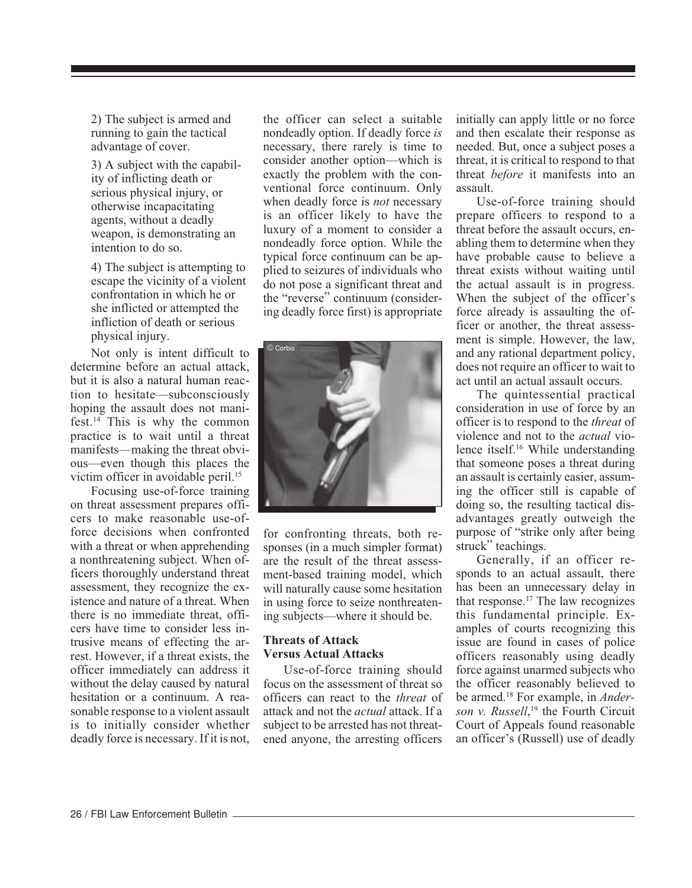2) The subject is armed and running to gain the tactical advantage of cover.

3) A subject with the capability of inflicting death or serious physical injury, or otherwise incapacitating agents, without a deadly weapon, is demonstrating an intention to do so.

4) The subject is attempting to escape the vicinity of a violent confrontation in which he or she inflicted or attempted the infliction of death or serious physical injury.

Not only is intent difficult to determine before an actual attack, but it is also a natural human reaction to hesitate—subconsciously hoping the assault does not manifest.[14] This is why the common practice is to wait until a threat manifests—making the threat obvious—even though this places the victim officer in avoidable peril.[15]

Focusing use-of-force training on threat assessment prepares officers to make reasonable use-of-force decisions when confronted with a threat or when apprehending a nonthreatening subject. When officers thoroughly understand threat assessment, they recognize the existence and nature of a threat. When there is no immediate threat, officers have time to consider less intrusive means of effecting the arrest. However, if a threat exists, the officer immediately can address it without the delay caused by natural hesitation or a continuum. A reasonable response to a violent assault is to initially consider whether deadly force is necessary. If it is not, the officer can select a suitable nondeadly option. If deadly force *is* necessary, there rarely is time to consider another option—which is exactly the problem with the conventional force continuum. Only when deadly force is *not* necessary is an officer likely to have the luxury of a moment to consider a nondeadly force option. While the typical force continuum can be applied to seizures of individuals who do not pose a significant threat and the "reverse" continuum (considering deadly force first) is appropriate for confronting threats, both responses (in a much simpler format) are the result of the threat assessment-based training model, which will naturally cause some hesitation in using force to seize nonthreatening subjects—where it should be.

### Threats of Attack Versus Actual Attacks

Use-of-force training should focus on the assessment of threat so officers can react to the *threat* of attack and not the *actual* attack. If a subject to be arrested has not threatened anyone, the arresting officers initially can apply little or no force and then escalate their response as needed. But, once a subject poses a threat, it is critical to respond to that threat *before* it manifests into an assault.

Use-of-force training should prepare officers to respond to a threat before the assault occurs, enabling them to determine when they have probable cause to believe a threat exists without waiting until the actual assault is in progress. When the subject of the officer's force already is assaulting the officer or another, the threat assessment is simple. However, the law, and any rational department policy, does not require an officer to wait to act until an actual assault occurs.

The quintessential practical consideration in use of force by an officer is to respond to the *threat* of violence and not to the *actual* violence itself.[16] While understanding that someone poses a threat during an assault is certainly easier, assuming the officer still is capable of doing so, the resulting tactical disadvantages greatly outweigh the purpose of "strike only after being struck" teachings.

Generally, if an officer responds to an actual assault, there has been an unnecessary delay in that response.[17] The law recognizes this fundamental principle. Examples of courts recognizing this issue are found in cases of police officers reasonably using deadly force against unarmed subjects who the officer reasonably believed to be armed.[18] For example, in *Anderson v. Russell*,[19] the Fourth Circuit Court of Appeals found reasonable an officer's (Russell) use of deadly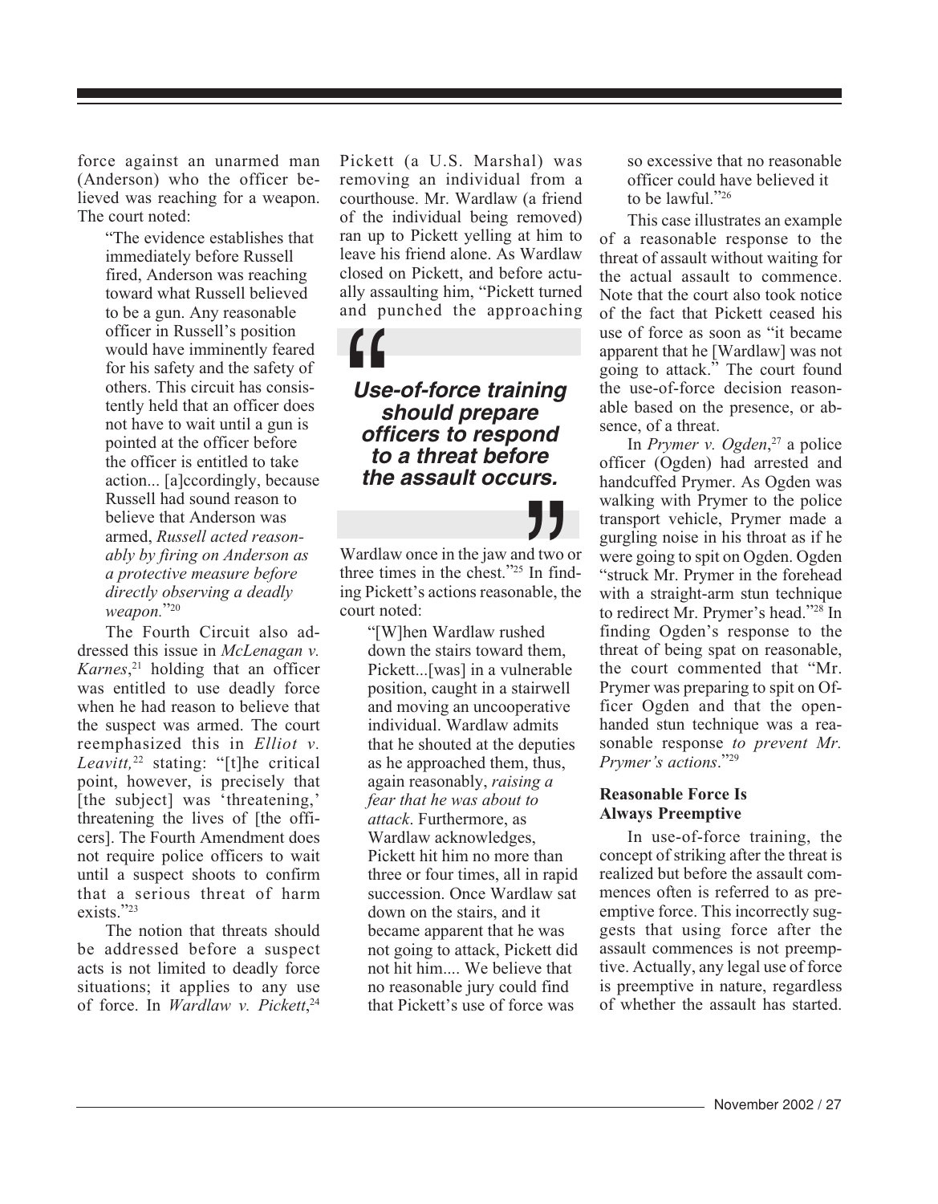force against an unarmed man (Anderson) who the officer believed was reaching for a weapon. The court noted:

> "The evidence establishes that immediately before Russell fired, Anderson was reaching toward what Russell believed to be a gun. Any reasonable officer in Russell's position would have imminently feared for his safety and the safety of others. This circuit has consistently held that an officer does not have to wait until a gun is pointed at the officer before the officer is entitled to take action... [a]ccordingly, because Russell had sound reason to believe that Anderson was armed, *Russell acted reasonably by firing on Anderson as a protective measure before directly observing a deadly weapon.*"[20]

The Fourth Circuit also addressed this issue in *McLenagan v. Karnes*,[21] holding that an officer was entitled to use deadly force when he had reason to believe that the suspect was armed. The court reemphasized this in *Elliot v. Leavitt,*[22] stating: "[t]he critical point, however, is precisely that [the subject] was 'threatening,' threatening the lives of [the officers]. The Fourth Amendment does not require police officers to wait until a suspect shoots to confirm that a serious threat of harm exists."[23]

The notion that threats should be addressed before a suspect acts is not limited to deadly force situations; it applies to any use of force. In *Wardlaw v. Pickett*,[24] Pickett (a U.S. Marshal) was removing an individual from a courthouse. Mr. Wardlaw (a friend of the individual being removed) ran up to Pickett yelling at him to leave his friend alone. As Wardlaw closed on Pickett, and before actually assaulting him, "Pickett turned and punched the approaching Wardlaw once in the jaw and two or three times in the chest."[25] In finding Pickett's actions reasonable, the court noted:

> "[W]hen Wardlaw rushed down the stairs toward them, Pickett...[was] in a vulnerable position, caught in a stairwell and moving an uncooperative individual. Wardlaw admits that he shouted at the deputies as he approached them, thus, again reasonably, *raising a fear that he was about to attack*. Furthermore, as Wardlaw acknowledges, Pickett hit him no more than three or four times, all in rapid succession. Once Wardlaw sat down on the stairs, and it became apparent that he was not going to attack, Pickett did not hit him.... We believe that no reasonable jury could find that Pickett's use of force was so excessive that no reasonable officer could have believed it to be lawful."[26]

This case illustrates an example of a reasonable response to the threat of assault without waiting for the actual assault to commence. Note that the court also took notice of the fact that Pickett ceased his use of force as soon as "it became apparent that he [Wardlaw] was not going to attack." The court found the use-of-force decision reasonable based on the presence, or absence, of a threat.

In *Prymer v. Ogden*,[27] a police officer (Ogden) had arrested and handcuffed Prymer. As Ogden was walking with Prymer to the police transport vehicle, Prymer made a gurgling noise in his throat as if he were going to spit on Ogden. Ogden "struck Mr. Prymer in the forehead with a straight-arm stun technique to redirect Mr. Prymer's head."[28] In finding Ogden's response to the threat of being spat on reasonable, the court commented that "Mr. Prymer was preparing to spit on Officer Ogden and that the open-handed stun technique was a reasonable response *to prevent Mr. Prymer's actions*."[29]

> ***"Use-of-force training should prepare officers to respond to a threat before the assault occurs."***

### Reasonable Force Is Always Preemptive

In use-of-force training, the concept of striking after the threat is realized but before the assault commences often is referred to as preemptive force. This incorrectly suggests that using force after the assault commences is not preemptive. Actually, any legal use of force is preemptive in nature, regardless of whether the assault has started.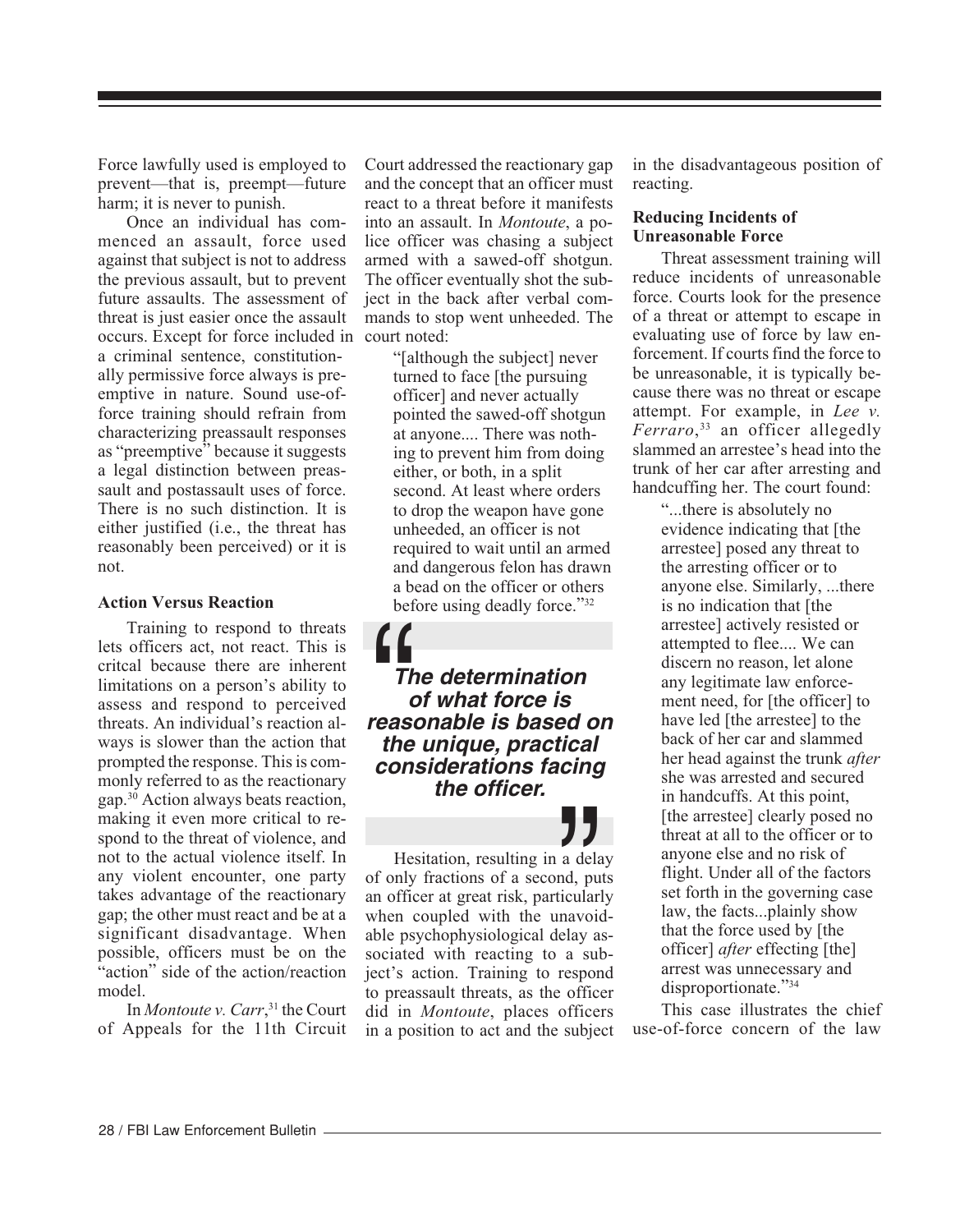Force lawfully used is employed to prevent—that is, preempt—future harm; it is never to punish.

Once an individual has commenced an assault, force used against that subject is not to address the previous assault, but to prevent future assaults. The assessment of threat is just easier once the assault occurs. Except for force included in a criminal sentence, constitutionally permissive force always is preemptive in nature. Sound use-of-force training should refrain from characterizing preassault responses as "preemptive" because it suggests a legal distinction between preassault and postassault uses of force. There is no such distinction. It is either justified (i.e., the threat has reasonably been perceived) or it is not.

**Action Versus Reaction**

Training to respond to threats lets officers act, not react. This is critcal because there are inherent limitations on a person's ability to assess and respond to perceived threats. An individual's reaction always is slower than the action that prompted the response. This is commonly referred to as the reactionary gap.[30] Action always beats reaction, making it even more critical to respond to the threat of violence, and not to the actual violence itself. In any violent encounter, one party takes advantage of the reactionary gap; the other must react and be at a significant disadvantage. When possible, officers must be on the "action" side of the action/reaction model.

In *Montoute v. Carr*,[31] the Court of Appeals for the 11th Circuit Court addressed the reactionary gap and the concept that an officer must react to a threat before it manifests into an assault. In *Montoute*, a police officer was chasing a subject armed with a sawed-off shotgun. The officer eventually shot the subject in the back after verbal commands to stop went unheeded. The court noted:

> "[although the subject] never turned to face [the pursuing officer] and never actually pointed the sawed-off shotgun at anyone.... There was nothing to prevent him from doing either, or both, in a split second. At least where orders to drop the weapon have gone unheeded, an officer is not required to wait until an armed and dangerous felon has drawn a bead on the officer or others before using deadly force."[32]

> ***The determination of what force is reasonable is based on the unique, practical considerations facing the officer.***

Hesitation, resulting in a delay of only fractions of a second, puts an officer at great risk, particularly when coupled with the unavoidable psychophysiological delay associated with reacting to a subject's action. Training to respond to preassault threats, as the officer did in *Montoute*, places officers in a position to act and the subject in the disadvantageous position of reacting.

**Reducing Incidents of Unreasonable Force**

Threat assessment training will reduce incidents of unreasonable force. Courts look for the presence of a threat or attempt to escape in evaluating use of force by law enforcement. If courts find the force to be unreasonable, it is typically because there was no threat or escape attempt. For example, in *Lee v. Ferraro*,[33] an officer allegedly slammed an arrestee's head into the trunk of her car after arresting and handcuffing her. The court found:

> "...there is absolutely no evidence indicating that [the arrestee] posed any threat to the arresting officer or to anyone else. Similarly, ...there is no indication that [the arrestee] actively resisted or attempted to flee.... We can discern no reason, let alone any legitimate law enforcement need, for [the officer] to have led [the arrestee] to the back of her car and slammed her head against the trunk *after* she was arrested and secured in handcuffs. At this point, [the arrestee] clearly posed no threat at all to the officer or to anyone else and no risk of flight. Under all of the factors set forth in the governing case law, the facts...plainly show that the force used by [the officer] *after* effecting [the] arrest was unnecessary and disproportionate."[34]

This case illustrates the chief use-of-force concern of the law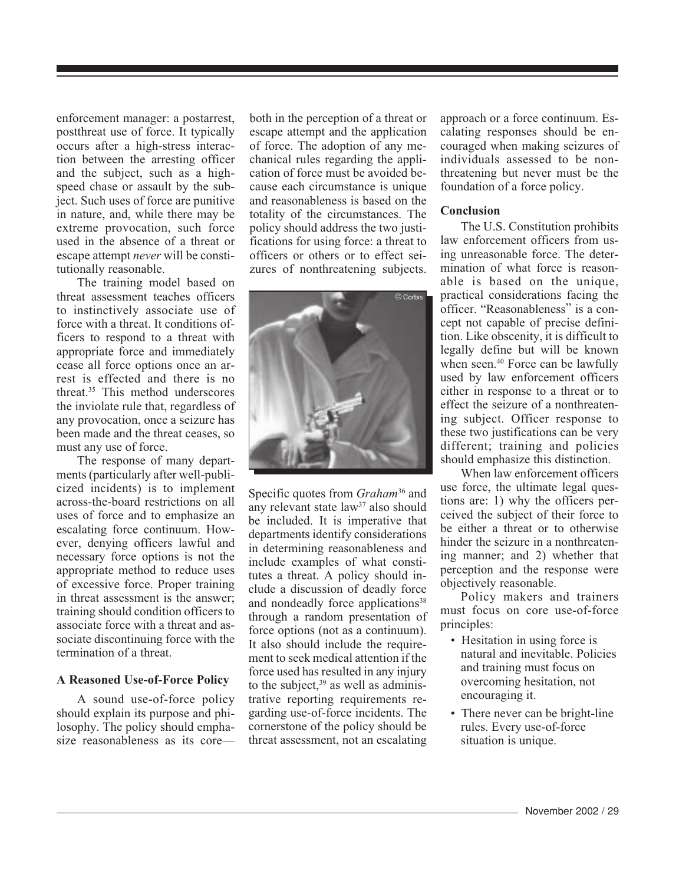enforcement manager: a postarrest, postthreat use of force. It typically occurs after a high-stress interaction between the arresting officer and the subject, such as a high-speed chase or assault by the subject. Such uses of force are punitive in nature, and, while there may be extreme provocation, such force used in the absence of a threat or escape attempt *never* will be constitutionally reasonable.

The training model based on threat assessment teaches officers to instinctively associate use of force with a threat. It conditions officers to respond to a threat with appropriate force and immediately cease all force options once an arrest is effected and there is no threat.[35] This method underscores the inviolate rule that, regardless of any provocation, once a seizure has been made and the threat ceases, so must any use of force.

The response of many departments (particularly after well-publicized incidents) is to implement across-the-board restrictions on all uses of force and to emphasize an escalating force continuum. However, denying officers lawful and necessary force options is not the appropriate method to reduce uses of excessive force. Proper training in threat assessment is the answer; training should condition officers to associate force with a threat and associate discontinuing force with the termination of a threat.

### A Reasoned Use-of-Force Policy

A sound use-of-force policy should explain its purpose and philosophy. The policy should emphasize reasonableness as its core—both in the perception of a threat or escape attempt and the application of force. The adoption of any mechanical rules regarding the application of force must be avoided because each circumstance is unique and reasonableness is based on the totality of the circumstances. The policy should address the two justifications for using force: a threat to officers or others or to effect seizures of nonthreatening subjects. Specific quotes from *Graham*[36] and any relevant state law[37] also should be included. It is imperative that departments identify considerations in determining reasonableness and include examples of what constitutes a threat. A policy should include a discussion of deadly force and nondeadly force applications[38] through a random presentation of force options (not as a continuum). It also should include the requirement to seek medical attention if the force used has resulted in any injury to the subject,[39] as well as administrative reporting requirements regarding use-of-force incidents. The cornerstone of the policy should be threat assessment, not an escalating approach or a force continuum. Escalating responses should be encouraged when making seizures of individuals assessed to be nonthreatening but never must be the foundation of a force policy.

### Conclusion

The U.S. Constitution prohibits law enforcement officers from using unreasonable force. The determination of what force is reasonable is based on the unique, practical considerations facing the officer. "Reasonableness" is a concept not capable of precise definition. Like obscenity, it is difficult to legally define but will be known when seen.[40] Force can be lawfully used by law enforcement officers either in response to a threat or to effect the seizure of a nonthreatening subject. Officer response to these two justifications can be very different; training and policies should emphasize this distinction.

When law enforcement officers use force, the ultimate legal questions are: 1) why the officers perceived the subject of their force to be either a threat or to otherwise hinder the seizure in a nonthreatening manner; and 2) whether that perception and the response were objectively reasonable.

Policy makers and trainers must focus on core use-of-force principles:

- Hesitation in using force is natural and inevitable. Policies and training must focus on overcoming hesitation, not encouraging it.
- There never can be bright-line rules. Every use-of-force situation is unique.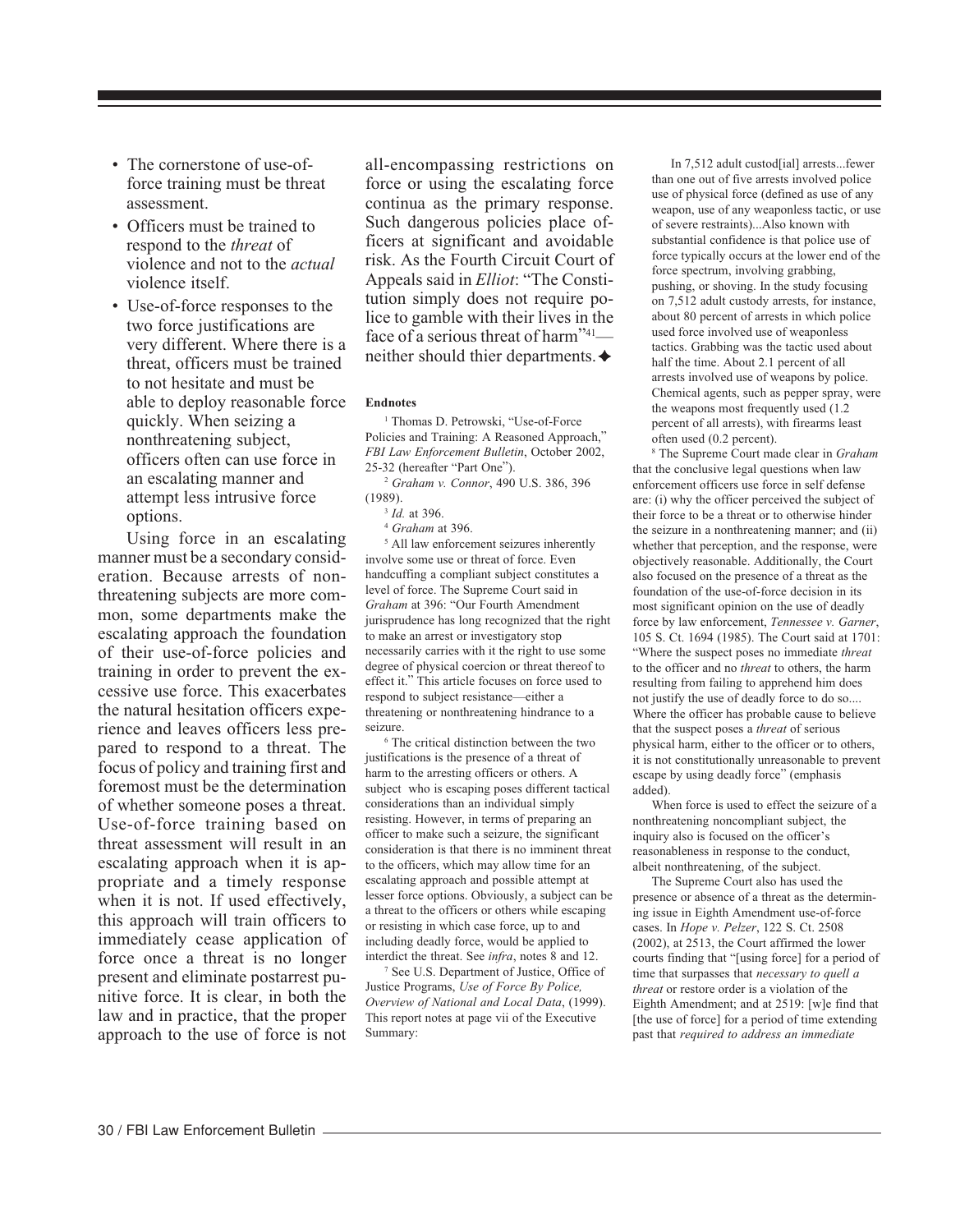- The cornerstone of use-of-force training must be threat assessment.
- Officers must be trained to respond to the *threat* of violence and not to the *actual* violence itself.
- Use-of-force responses to the two force justifications are very different. Where there is a threat, officers must be trained to not hesitate and must be able to deploy reasonable force quickly. When seizing a nonthreatening subject, officers often can use force in an escalating manner and attempt less intrusive force options.

Using force in an escalating manner must be a secondary consideration. Because arrests of nonthreatening subjects are more common, some departments make the escalating approach the foundation of their use-of-force policies and training in order to prevent the excessive use force. This exacerbates the natural hesitation officers experience and leaves officers less prepared to respond to a threat. The focus of policy and training first and foremost must be the determination of whether someone poses a threat. Use-of-force training based on threat assessment will result in an escalating approach when it is appropriate and a timely response when it is not. If used effectively, this approach will train officers to immediately cease application of force once a threat is no longer present and eliminate postarrest punitive force. It is clear, in both the law and in practice, that the proper approach to the use of force is not all-encompassing restrictions on force or using the escalating force continua as the primary response. Such dangerous policies place officers at significant and avoidable risk. As the Fourth Circuit Court of Appeals said in *Elliot*: "The Constitution simply does not require police to gamble with their lives in the face of a serious threat of harm"[41]—neither should thier departments.✦

#### Endnotes

[1] Thomas D. Petrowski, "Use-of-Force Policies and Training: A Reasoned Approach," *FBI Law Enforcement Bulletin*, October 2002, 25-32 (hereafter "Part One").

[2] *Graham v. Connor*, 490 U.S. 386, 396 (1989).

[3] *Id.* at 396.

[4] *Graham* at 396.

[5] All law enforcement seizures inherently involve some use or threat of force. Even handcuffing a compliant subject constitutes a level of force. The Supreme Court said in *Graham* at 396: "Our Fourth Amendment jurisprudence has long recognized that the right to make an arrest or investigatory stop necessarily carries with it the right to use some degree of physical coercion or threat thereof to effect it." This article focuses on force used to respond to subject resistance—either a threatening or nonthreatening hindrance to a seizure.

[6] The critical distinction between the two justifications is the presence of a threat of harm to the arresting officers or others. A subject who is escaping poses different tactical considerations than an individual simply resisting. However, in terms of preparing an officer to make such a seizure, the significant consideration is that there is no imminent threat to the officers, which may allow time for an escalating approach and possible attempt at lesser force options. Obviously, a subject can be a threat to the officers or others while escaping or resisting in which case force, up to and including deadly force, would be applied to interdict the threat. See *infra*, notes 8 and 12.

[7] See U.S. Department of Justice, Office of Justice Programs, *Use of Force By Police, Overview of National and Local Data*, (1999). This report notes at page vii of the Executive Summary:

> In 7,512 adult custod[ial] arrests...fewer than one out of five arrests involved police use of physical force (defined as use of any weapon, use of any weaponless tactic, or use of severe restraints)...Also known with substantial confidence is that police use of force typically occurs at the lower end of the force spectrum, involving grabbing, pushing, or shoving. In the study focusing on 7,512 adult custody arrests, for instance, about 80 percent of arrests in which police used force involved use of weaponless tactics. Grabbing was the tactic used about half the time. About 2.1 percent of all arrests involved use of weapons by police. Chemical agents, such as pepper spray, were the weapons most frequently used (1.2 percent of all arrests), with firearms least often used (0.2 percent).

[8] The Supreme Court made clear in *Graham* that the conclusive legal questions when law enforcement officers use force in self defense are: (i) why the officer perceived the subject of their force to be a threat or to otherwise hinder the seizure in a nonthreatening manner; and (ii) whether that perception, and the response, were objectively reasonable. Additionally, the Court also focused on the presence of a threat as the foundation of the use-of-force decision in its most significant opinion on the use of deadly force by law enforcement, *Tennessee v. Garner*, 105 S. Ct. 1694 (1985). The Court said at 1701: "Where the suspect poses no immediate *threat* to the officer and no *threat* to others, the harm resulting from failing to apprehend him does not justify the use of deadly force to do so.... Where the officer has probable cause to believe that the suspect poses a *threat* of serious physical harm, either to the officer or to others, it is not constitutionally unreasonable to prevent escape by using deadly force" (emphasis added).

When force is used to effect the seizure of a nonthreatening noncompliant subject, the inquiry also is focused on the officer's reasonableness in response to the conduct, albeit nonthreatening, of the subject.

The Supreme Court also has used the presence or absence of a threat as the determining issue in Eighth Amendment use-of-force cases. In *Hope v. Pelzer*, 122 S. Ct. 2508 (2002), at 2513, the Court affirmed the lower courts finding that "[using force] for a period of time that surpasses that *necessary to quell a threat* or restore order is a violation of the Eighth Amendment; and at 2519: [w]e find that [the use of force] for a period of time extending past that *required to address an immediate*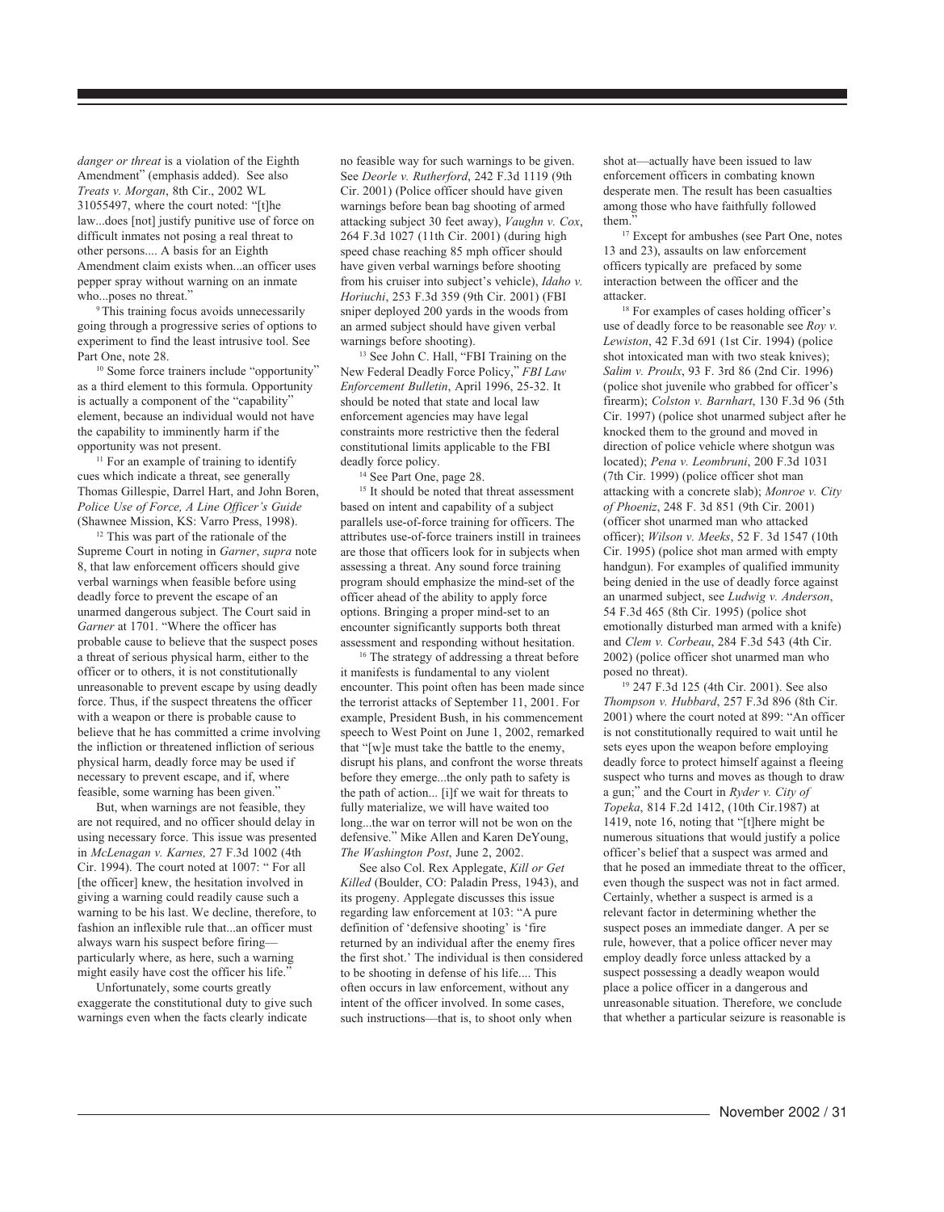*danger or threat* is a violation of the Eighth Amendment" (emphasis added). See also *Treats v. Morgan*, 8th Cir., 2002 WL 31055497, where the court noted: "[t]he law...does [not] justify punitive use of force on difficult inmates not posing a real threat to other persons.... A basis for an Eighth Amendment claim exists when...an officer uses pepper spray without warning on an inmate who...poses no threat."

[9] This training focus avoids unnecessarily going through a progressive series of options to experiment to find the least intrusive tool. See Part One, note 28.

[10] Some force trainers include "opportunity" as a third element to this formula. Opportunity is actually a component of the "capability" element, because an individual would not have the capability to imminently harm if the opportunity was not present.

[11] For an example of training to identify cues which indicate a threat, see generally Thomas Gillespie, Darrel Hart, and John Boren, *Police Use of Force, A Line Officer's Guide* (Shawnee Mission, KS: Varro Press, 1998).

[12] This was part of the rationale of the Supreme Court in noting in *Garner*, *supra* note 8, that law enforcement officers should give verbal warnings when feasible before using deadly force to prevent the escape of an unarmed dangerous subject. The Court said in *Garner* at 1701. "Where the officer has probable cause to believe that the suspect poses a threat of serious physical harm, either to the officer or to others, it is not constitutionally unreasonable to prevent escape by using deadly force. Thus, if the suspect threatens the officer with a weapon or there is probable cause to believe that he has committed a crime involving the infliction or threatened infliction of serious physical harm, deadly force may be used if necessary to prevent escape, and if, where feasible, some warning has been given."

But, when warnings are not feasible, they are not required, and no officer should delay in using necessary force. This issue was presented in *McLenagan v. Karnes,* 27 F.3d 1002 (4th Cir. 1994). The court noted at 1007: " For all [the officer] knew, the hesitation involved in giving a warning could readily cause such a warning to be his last. We decline, therefore, to fashion an inflexible rule that...an officer must always warn his suspect before firing—particularly where, as here, such a warning might easily have cost the officer his life."

Unfortunately, some courts greatly exaggerate the constitutional duty to give such warnings even when the facts clearly indicate no feasible way for such warnings to be given. See *Deorle v. Rutherford*, 242 F.3d 1119 (9th Cir. 2001) (Police officer should have given warnings before bean bag shooting of armed attacking subject 30 feet away), *Vaughn v. Cox*, 264 F.3d 1027 (11th Cir. 2001) (during high speed chase reaching 85 mph officer should have given verbal warnings before shooting from his cruiser into subject's vehicle), *Idaho v. Horiuchi*, 253 F.3d 359 (9th Cir. 2001) (FBI sniper deployed 200 yards in the woods from an armed subject should have given verbal warnings before shooting).

[13] See John C. Hall, "FBI Training on the New Federal Deadly Force Policy," *FBI Law Enforcement Bulletin*, April 1996, 25-32. It should be noted that state and local law enforcement agencies may have legal constraints more restrictive then the federal constitutional limits applicable to the FBI deadly force policy.

[14] See Part One, page 28.

[15] It should be noted that threat assessment based on intent and capability of a subject parallels use-of-force training for officers. The attributes use-of-force trainers instill in trainees are those that officers look for in subjects when assessing a threat. Any sound force training program should emphasize the mind-set of the officer ahead of the ability to apply force options. Bringing a proper mind-set to an encounter significantly supports both threat assessment and responding without hesitation.

[16] The strategy of addressing a threat before it manifests is fundamental to any violent encounter. This point often has been made since the terrorist attacks of September 11, 2001. For example, President Bush, in his commencement speech to West Point on June 1, 2002, remarked that "[w]e must take the battle to the enemy, disrupt his plans, and confront the worse threats before they emerge...the only path to safety is the path of action... [i]f we wait for threats to fully materialize, we will have waited too long...the war on terror will not be won on the defensive." Mike Allen and Karen DeYoung, *The Washington Post*, June 2, 2002.

See also Col. Rex Applegate, *Kill or Get Killed* (Boulder, CO: Paladin Press, 1943), and its progeny. Applegate discusses this issue regarding law enforcement at 103: "A pure definition of 'defensive shooting' is 'fire returned by an individual after the enemy fires the first shot.' The individual is then considered to be shooting in defense of his life.... This often occurs in law enforcement, without any intent of the officer involved. In some cases, such instructions—that is, to shoot only when shot at—actually have been issued to law enforcement officers in combating known desperate men. The result has been casualties among those who have faithfully followed them."

[17] Except for ambushes (see Part One, notes 13 and 23), assaults on law enforcement officers typically are prefaced by some interaction between the officer and the attacker.

[18] For examples of cases holding officer's use of deadly force to be reasonable see *Roy v. Lewiston*, 42 F.3d 691 (1st Cir. 1994) (police shot intoxicated man with two steak knives); *Salim v. Proulx*, 93 F. 3rd 86 (2nd Cir. 1996) (police shot juvenile who grabbed for officer's firearm); *Colston v. Barnhart*, 130 F.3d 96 (5th Cir. 1997) (police shot unarmed subject after he knocked them to the ground and moved in direction of police vehicle where shotgun was located); *Pena v. Leombruni*, 200 F.3d 1031 (7th Cir. 1999) (police officer shot man attacking with a concrete slab); *Monroe v. City of Phoeniz*, 248 F. 3d 851 (9th Cir. 2001) (officer shot unarmed man who attacked officer); *Wilson v. Meeks*, 52 F. 3d 1547 (10th Cir. 1995) (police shot man armed with empty handgun). For examples of qualified immunity being denied in the use of deadly force against an unarmed subject, see *Ludwig v. Anderson*, 54 F.3d 465 (8th Cir. 1995) (police shot emotionally disturbed man armed with a knife) and *Clem v. Corbeau*, 284 F.3d 543 (4th Cir. 2002) (police officer shot unarmed man who posed no threat).

[19] 247 F.3d 125 (4th Cir. 2001). See also *Thompson v. Hubbard*, 257 F.3d 896 (8th Cir. 2001) where the court noted at 899: "An officer is not constitutionally required to wait until he sets eyes upon the weapon before employing deadly force to protect himself against a fleeing suspect who turns and moves as though to draw a gun;" and the Court in *Ryder v. City of Topeka*, 814 F.2d 1412, (10th Cir.1987) at 1419, note 16, noting that "[t]here might be numerous situations that would justify a police officer's belief that a suspect was armed and that he posed an immediate threat to the officer, even though the suspect was not in fact armed. Certainly, whether a suspect is armed is a relevant factor in determining whether the suspect poses an immediate danger. A per se rule, however, that a police officer never may employ deadly force unless attacked by a suspect possessing a deadly weapon would place a police officer in a dangerous and unreasonable situation. Therefore, we conclude that whether a particular seizure is reasonable is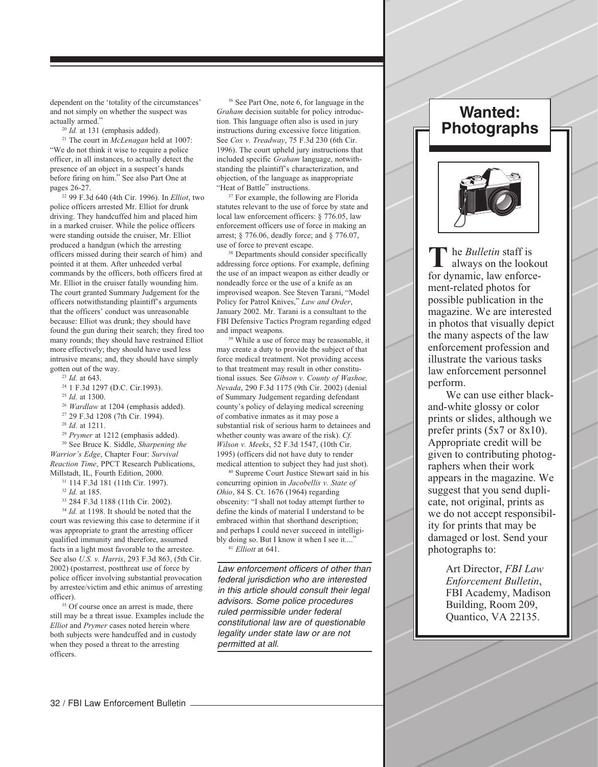dependent on the 'totality of the circumstances' and not simply on whether the suspect was actually armed."

[20] *Id.* at 131 (emphasis added).

[21] The court in *McLenagan* held at 1007: "We do not think it wise to require a police officer, in all instances, to actually detect the presence of an object in a suspect's hands before firing on him." See also Part One at pages 26-27.

[22] 99 F.3d 640 (4th Cir. 1996). In *Elliot*, two police officers arrested Mr. Elliot for drunk driving. They handcuffed him and placed him in a marked cruiser. While the police officers were standing outside the cruiser, Mr. Elliot produced a handgun (which the arresting officers missed during their search of him) and pointed it at them. After unheeded verbal commands by the officers, both officers fired at Mr. Elliot in the cruiser fatally wounding him. The court granted Summary Judgement for the officers notwithstanding plaintiff's arguments that the officers' conduct was unreasonable because: Elliot was drunk; they should have found the gun during their search; they fired too many rounds; they should have restrained Elliot more effectively; they should have used less intrusive means; and, they should have simply gotten out of the way.

[23] *Id.* at 643.

[24] 1 F.3d 1297 (D.C. Cir.1993).

[25] *Id.* at 1300.

[26] *Wardlaw* at 1204 (emphasis added).

[27] 29 F.3d 1208 (7th Cir. 1994).

[28] *Id.* at 1211.

[29] *Prymer* at 1212 (emphasis added).

[30] See Bruce K. Siddle, *Sharpening the Warrior's Edge*, Chapter Four: *Survival Reaction Time*, PPCT Research Publications, Millstadt, IL, Fourth Edition, 2000.

[31] 114 F.3d 181 (11th Cir. 1997).

[32] *Id.* at 185.

[33] 284 F.3d 1188 (11th Cir. 2002).

[34] *Id.* at 1198. It should be noted that the court was reviewing this case to determine if it was appropriate to grant the arresting officer qualified immunity and therefore, assumed facts in a light most favorable to the arrestee. See also *U.S. v. Harris*, 293 F.3d 863, (5th Cir. 2002) (postarrest, postthreat use of force by police officer involving substantial provocation by arrestee/victim and ethic animus of arresting officer).

[35] Of course once an arrest is made, there still may be a threat issue. Examples include the *Elliot* and *Prymer* cases noted herein where both subjects were handcuffed and in custody when they posed a threat to the arresting officers.

[36] See Part One, note 6, for language in the *Graham* decision suitable for policy introduction. This language often also is used in jury instructions during excessive force litigation. See *Cox v. Treadway*, 75 F.3d 230 (6th Cir. 1996). The court upheld jury instructions that included specific *Graham* language, notwithstanding the plaintiff's characterization, and objection, of the language as inappropriate "Heat of Battle" instructions.

[37] For example, the following are Florida statutes relevant to the use of force by state and local law enforcement officers: § 776.05, law enforcement officers use of force in making an arrest; § 776.06, deadly force; and § 776.07, use of force to prevent escape.

[38] Departments should consider specifically addressing force options. For example, defining the use of an impact weapon as either deadly or nondeadly force or the use of a knife as an improvised weapon. See Steven Tarani, "Model Policy for Patrol Knives," *Law and Order*, January 2002. Mr. Tarani is a consultant to the FBI Defensive Tactics Program regarding edged and impact weapons.

[39] While a use of force may be reasonable, it may create a duty to provide the subject of that force medical treatment. Not providing access to that treatment may result in other constitutional issues. See *Gibson v. County of Washoe, Nevada*, 290 F.3d 1175 (9th Cir. 2002) (denial of Summary Judgement regarding defendant county's policy of delaying medical screening of combative inmates as it may pose a substantial risk of serious harm to detainees and whether county was aware of the risk). *Cf. Wilson v. Meeks*, 52 F.3d 1547, (10th Cir. 1995) (officers did not have duty to render medical attention to subject they had just shot).

[40] Supreme Court Justice Stewart said in his concurring opinion in *Jacobellis v. State of Ohio*, 84 S. Ct. 1676 (1964) regarding obscenity: "I shall not today attempt further to define the kinds of material I understand to be embraced within that shorthand description; and perhaps I could never succeed in intelligibly doing so. But I know it when I see it...."

[41] *Elliott* at 641.

*Law enforcement officers of other than federal jurisdiction who are interested in this article should consult their legal advisors. Some police procedures ruled permissible under federal constitutional law are of questionable legality under state law or are not permitted at all.*

## Wanted: Photographs

The *Bulletin* staff is always on the lookout for dynamic, law enforcement-related photos for possible publication in the magazine. We are interested in photos that visually depict the many aspects of the law enforcement profession and illustrate the various tasks law enforcement personnel perform.

We can use either black-and-white glossy or color prints or slides, although we prefer prints (5x7 or 8x10). Appropriate credit will be given to contributing photographers when their work appears in the magazine. We suggest that you send duplicate, not original, prints as we do not accept responsibility for prints that may be damaged or lost. Send your photographs to:

Art Director, *FBI Law Enforcement Bulletin*,
FBI Academy, Madison Building, Room 209,
Quantico, VA 22135.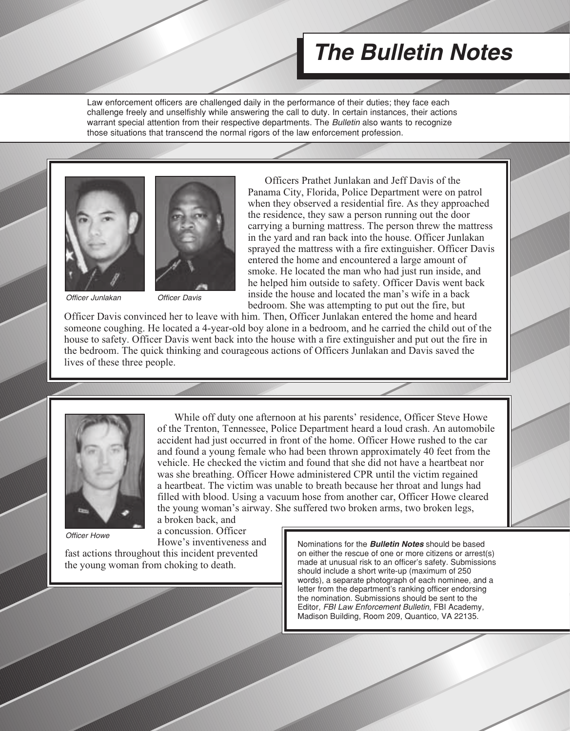# The Bulletin Notes

Law enforcement officers are challenged daily in the performance of their duties; they face each challenge freely and unselfishly while answering the call to duty. In certain instances, their actions warrant special attention from their respective departments. The *Bulletin* also wants to recognize those situations that transcend the normal rigors of the law enforcement profession.

*Officer Junlakan*

*Officer Davis*

Officers Prathet Junlakan and Jeff Davis of the Panama City, Florida, Police Department were on patrol when they observed a residential fire. As they approached the residence, they saw a person running out the door carrying a burning mattress. The person threw the mattress in the yard and ran back into the house. Officer Junlakan sprayed the mattress with a fire extinguisher. Officer Davis entered the home and encountered a large amount of smoke. He located the man who had just run inside, and he helped him outside to safety. Officer Davis went back inside the house and located the man's wife in a back bedroom. She was attempting to put out the fire, but Officer Davis convinced her to leave with him. Then, Officer Junlakan entered the home and heard someone coughing. He located a 4-year-old boy alone in a bedroom, and he carried the child out of the house to safety. Officer Davis went back into the house with a fire extinguisher and put out the fire in the bedroom. The quick thinking and courageous actions of Officers Junlakan and Davis saved the lives of these three people.

*Officer Howe*

While off duty one afternoon at his parents' residence, Officer Steve Howe of the Trenton, Tennessee, Police Department heard a loud crash. An automobile accident had just occurred in front of the home. Officer Howe rushed to the car and found a young female who had been thrown approximately 40 feet from the vehicle. He checked the victim and found that she did not have a heartbeat nor was she breathing. Officer Howe administered CPR until the victim regained a heartbeat. The victim was unable to breath because her throat and lungs had filled with blood. Using a vacuum hose from another car, Officer Howe cleared the young woman's airway. She suffered two broken arms, two broken legs, a broken back, and a concussion. Officer Howe's inventiveness and fast actions throughout this incident prevented the young woman from choking to death.

Nominations for the ***Bulletin Notes*** should be based on either the rescue of one or more citizens or arrest(s) made at unusual risk to an officer's safety. Submissions should include a short write-up (maximum of 250 words), a separate photograph of each nominee, and a letter from the department's ranking officer endorsing the nomination. Submissions should be sent to the Editor, *FBI Law Enforcement Bulletin*, FBI Academy, Madison Building, Room 209, Quantico, VA 22135.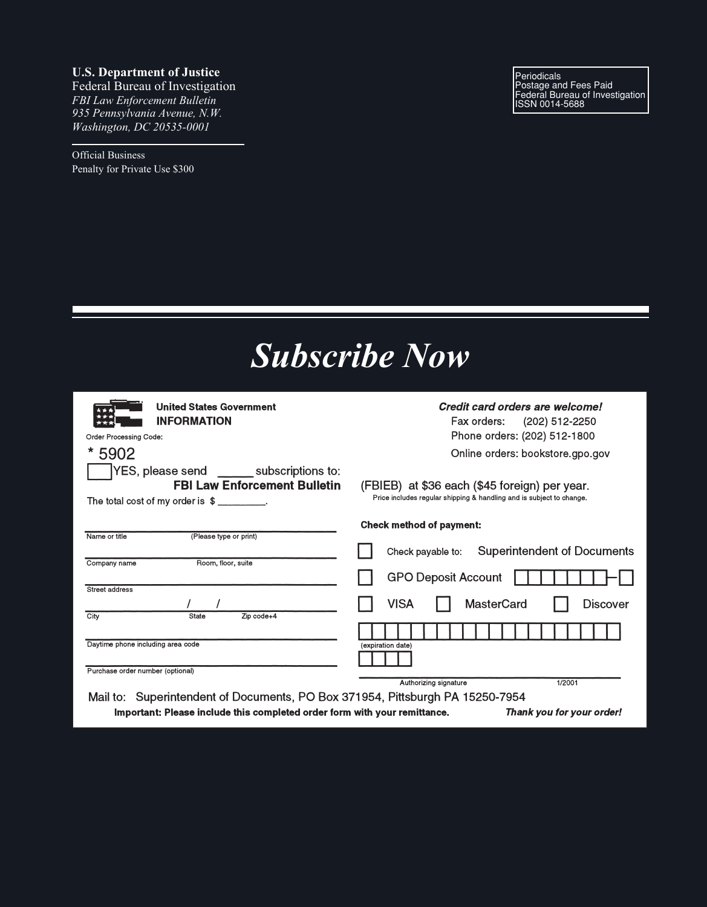**U.S. Department of Justice**
Federal Bureau of Investigation
*FBI Law Enforcement Bulletin*
*935 Pennsylvania Avenue, N.W.*
*Washington, DC 20535-0001*

Official Business
Penalty for Private Use $300

Periodicals
Postage and Fees Paid
Federal Bureau of Investigation
ISSN 0014-5688

# *Subscribe Now*

**United States Government**
**INFORMATION**

Order Processing Code:

\* 5902

☐ YES, please send _____ subscriptions to:

**FBI Law Enforcement Bulletin** (FBIEB) at $36 each ($45 foreign) per year.

Price includes regular shipping & handling and is subject to change.

The total cost of my order is $ _________.

***Credit card orders are welcome!***

Fax orders: (202) 512-2250

Phone orders: (202) 512-1800

Online orders: bookstore.gpo.gov

Name or title (Please type or print)

Company name Room, floor, suite

Street address

City / State / Zip code+4

Daytime phone including area code

Purchase order number (optional)

**Check method of payment:**

☐ Check payable to: Superintendent of Documents

☐ GPO Deposit Account

☐ VISA ☐ MasterCard ☐ Discover

(expiration date)

Authorizing signature 1/2001

Mail to: Superintendent of Documents, PO Box 371954, Pittsburgh PA 15250-7954

**Important: Please include this completed order form with your remittance.** ***Thank you for your order!***